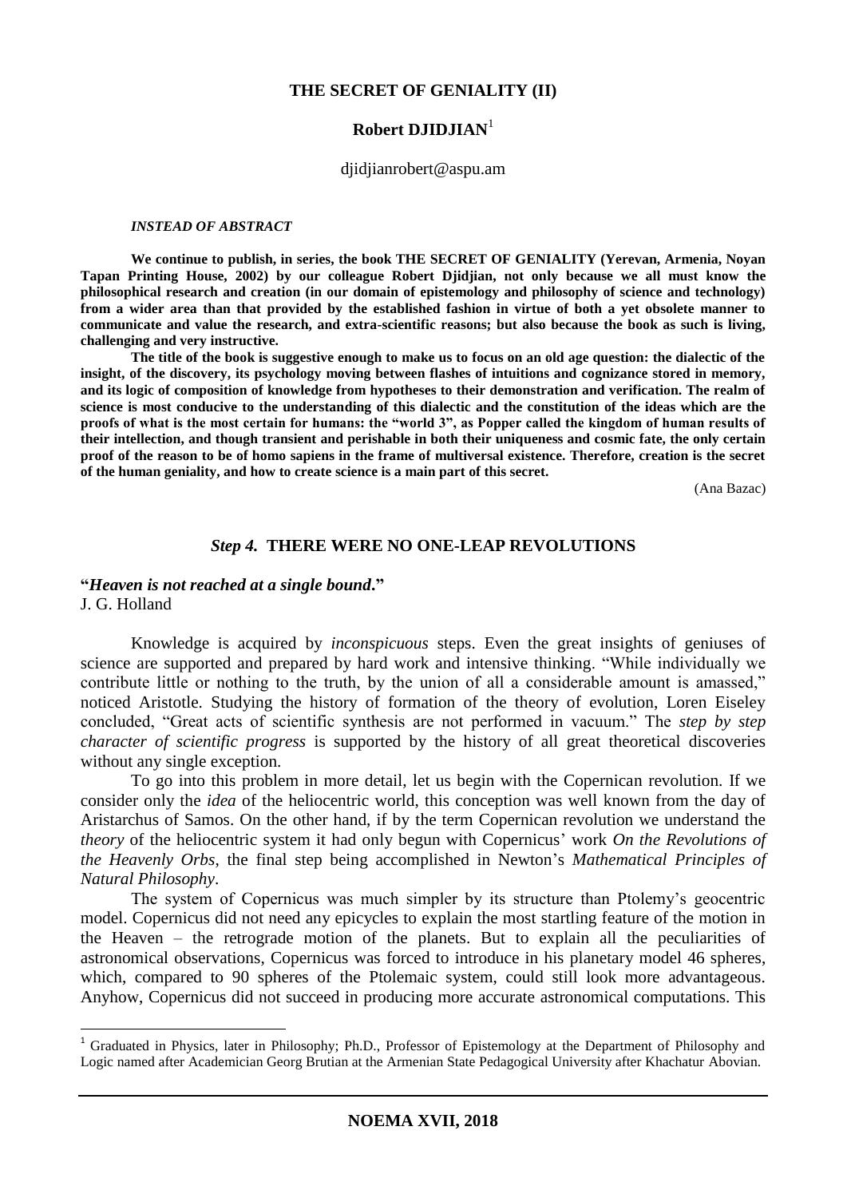# THE SECRET OF GENIALITY (II)

**Robert DJIDJIAN**[1]

djidjianrobert@aspu.am

***INSTEAD OF ABSTRACT***

**We continue to publish, in series, the book THE SECRET OF GENIALITY (Yerevan, Armenia, Noyan Tapan Printing House, 2002) by our colleague Robert Djidjian, not only because we all must know the philosophical research and creation (in our domain of epistemology and philosophy of science and technology) from a wider area than that provided by the established fashion in virtue of both a yet obsolete manner to communicate and value the research, and extra-scientific reasons; but also because the book as such is living, challenging and very instructive.**

**The title of the book is suggestive enough to make us to focus on an old age question: the dialectic of the insight, of the discovery, its psychology moving between flashes of intuitions and cognizance stored in memory, and its logic of composition of knowledge from hypotheses to their demonstration and verification. The realm of science is most conducive to the understanding of this dialectic and the constitution of the ideas which are the proofs of what is the most certain for humans: the "world 3", as Popper called the kingdom of human results of their intellection, and though transient and perishable in both their uniqueness and cosmic fate, the only certain proof of the reason to be of homo sapiens in the frame of multiversal existence. Therefore, creation is the secret of the human geniality, and how to create science is a main part of this secret.**

(Ana Bazac)

## *Step 4.* THERE WERE NO ONE-LEAP REVOLUTIONS

**"*Heaven is not reached at a single bound*."**
J. G. Holland

Knowledge is acquired by *inconspicuous* steps. Even the great insights of geniuses of science are supported and prepared by hard work and intensive thinking. "While individually we contribute little or nothing to the truth, by the union of all a considerable amount is amassed," noticed Aristotle. Studying the history of formation of the theory of evolution, Loren Eiseley concluded, "Great acts of scientific synthesis are not performed in vacuum." The *step by step character of scientific progress* is supported by the history of all great theoretical discoveries without any single exception.

To go into this problem in more detail, let us begin with the Copernican revolution. If we consider only the *idea* of the heliocentric world, this conception was well known from the day of Aristarchus of Samos. On the other hand, if by the term Copernican revolution we understand the *theory* of the heliocentric system it had only begun with Copernicus' work *On the Revolutions of the Heavenly Orbs*, the final step being accomplished in Newton's *Mathematical Principles of Natural Philosophy*.

The system of Copernicus was much simpler by its structure than Ptolemy's geocentric model. Copernicus did not need any epicycles to explain the most startling feature of the motion in the Heaven – the retrograde motion of the planets. But to explain all the peculiarities of astronomical observations, Copernicus was forced to introduce in his planetary model 46 spheres, which, compared to 90 spheres of the Ptolemaic system, could still look more advantageous. Anyhow, Copernicus did not succeed in producing more accurate astronomical computations. This

[1] Graduated in Physics, later in Philosophy; Ph.D., Professor of Epistemology at the Department of Philosophy and Logic named after Academician Georg Brutian at the Armenian State Pedagogical University after Khachatur Abovian.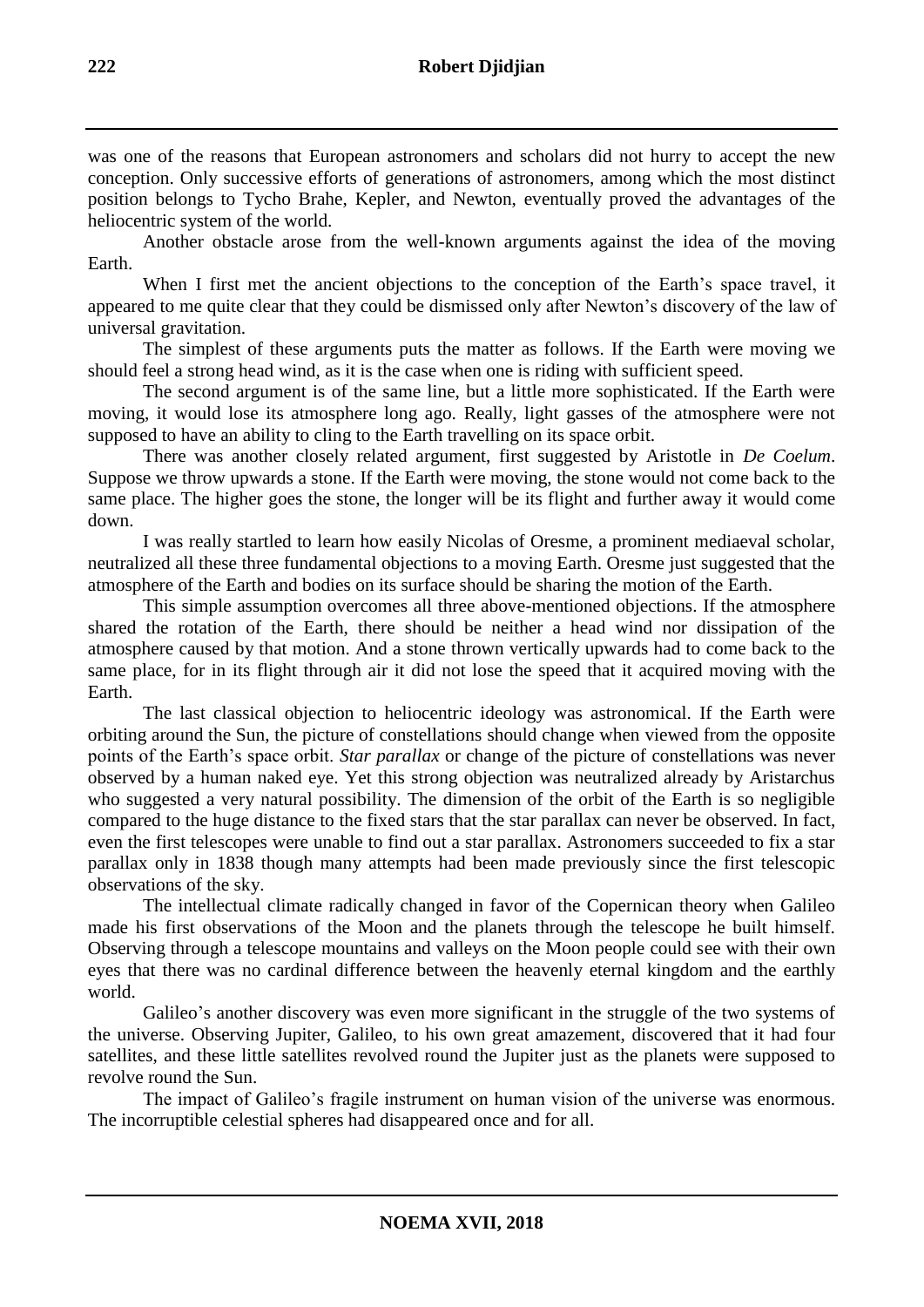was one of the reasons that European astronomers and scholars did not hurry to accept the new conception. Only successive efforts of generations of astronomers, among which the most distinct position belongs to Tycho Brahe, Kepler, and Newton, eventually proved the advantages of the heliocentric system of the world.

Another obstacle arose from the well-known arguments against the idea of the moving Earth.

When I first met the ancient objections to the conception of the Earth's space travel, it appeared to me quite clear that they could be dismissed only after Newton's discovery of the law of universal gravitation.

The simplest of these arguments puts the matter as follows. If the Earth were moving we should feel a strong head wind, as it is the case when one is riding with sufficient speed.

The second argument is of the same line, but a little more sophisticated. If the Earth were moving, it would lose its atmosphere long ago. Really, light gasses of the atmosphere were not supposed to have an ability to cling to the Earth travelling on its space orbit.

There was another closely related argument, first suggested by Aristotle in *De Coelum*. Suppose we throw upwards a stone. If the Earth were moving, the stone would not come back to the same place. The higher goes the stone, the longer will be its flight and further away it would come down.

I was really startled to learn how easily Nicolas of Oresme, a prominent mediaeval scholar, neutralized all these three fundamental objections to a moving Earth. Oresme just suggested that the atmosphere of the Earth and bodies on its surface should be sharing the motion of the Earth.

This simple assumption overcomes all three above-mentioned objections. If the atmosphere shared the rotation of the Earth, there should be neither a head wind nor dissipation of the atmosphere caused by that motion. And a stone thrown vertically upwards had to come back to the same place, for in its flight through air it did not lose the speed that it acquired moving with the Earth.

The last classical objection to heliocentric ideology was astronomical. If the Earth were orbiting around the Sun, the picture of constellations should change when viewed from the opposite points of the Earth's space orbit. *Star parallax* or change of the picture of constellations was never observed by a human naked eye. Yet this strong objection was neutralized already by Aristarchus who suggested a very natural possibility. The dimension of the orbit of the Earth is so negligible compared to the huge distance to the fixed stars that the star parallax can never be observed. In fact, even the first telescopes were unable to find out a star parallax. Astronomers succeeded to fix a star parallax only in 1838 though many attempts had been made previously since the first telescopic observations of the sky.

The intellectual climate radically changed in favor of the Copernican theory when Galileo made his first observations of the Moon and the planets through the telescope he built himself. Observing through a telescope mountains and valleys on the Moon people could see with their own eyes that there was no cardinal difference between the heavenly eternal kingdom and the earthly world.

Galileo's another discovery was even more significant in the struggle of the two systems of the universe. Observing Jupiter, Galileo, to his own great amazement, discovered that it had four satellites, and these little satellites revolved round the Jupiter just as the planets were supposed to revolve round the Sun.

The impact of Galileo's fragile instrument on human vision of the universe was enormous. The incorruptible celestial spheres had disappeared once and for all.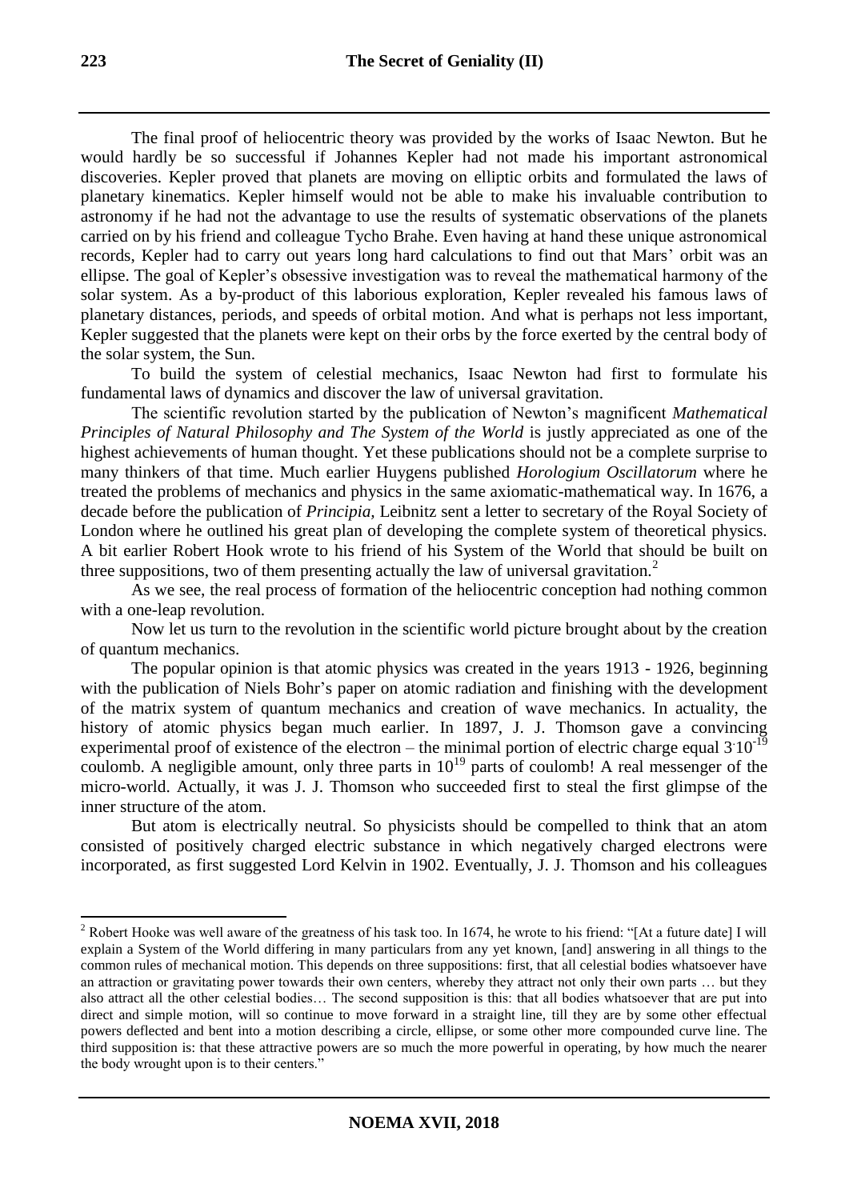The final proof of heliocentric theory was provided by the works of Isaac Newton. But he would hardly be so successful if Johannes Kepler had not made his important astronomical discoveries. Kepler proved that planets are moving on elliptic orbits and formulated the laws of planetary kinematics. Kepler himself would not be able to make his invaluable contribution to astronomy if he had not the advantage to use the results of systematic observations of the planets carried on by his friend and colleague Tycho Brahe. Even having at hand these unique astronomical records, Kepler had to carry out years long hard calculations to find out that Mars' orbit was an ellipse. The goal of Kepler's obsessive investigation was to reveal the mathematical harmony of the solar system. As a by-product of this laborious exploration, Kepler revealed his famous laws of planetary distances, periods, and speeds of orbital motion. And what is perhaps not less important, Kepler suggested that the planets were kept on their orbs by the force exerted by the central body of the solar system, the Sun.

To build the system of celestial mechanics, Isaac Newton had first to formulate his fundamental laws of dynamics and discover the law of universal gravitation.

The scientific revolution started by the publication of Newton's magnificent *Mathematical Principles of Natural Philosophy and The System of the World* is justly appreciated as one of the highest achievements of human thought. Yet these publications should not be a complete surprise to many thinkers of that time. Much earlier Huygens published *Horologium Oscillatorum* where he treated the problems of mechanics and physics in the same axiomatic-mathematical way. In 1676, a decade before the publication of *Principia,* Leibnitz sent a letter to secretary of the Royal Society of London where he outlined his great plan of developing the complete system of theoretical physics. A bit earlier Robert Hook wrote to his friend of his System of the World that should be built on three suppositions, two of them presenting actually the law of universal gravitation.[2]

As we see, the real process of formation of the heliocentric conception had nothing common with a one-leap revolution.

Now let us turn to the revolution in the scientific world picture brought about by the creation of quantum mechanics.

The popular opinion is that atomic physics was created in the years 1913 - 1926, beginning with the publication of Niels Bohr's paper on atomic radiation and finishing with the development of the matrix system of quantum mechanics and creation of wave mechanics. In actuality, the history of atomic physics began much earlier. In 1897, J. J. Thomson gave a convincing experimental proof of existence of the electron – the minimal portion of electric charge equal $3 \cdot 10^{-19}$ coulomb. A negligible amount, only three parts in $10^{19}$ parts of coulomb! A real messenger of the micro-world. Actually, it was J. J. Thomson who succeeded first to steal the first glimpse of the inner structure of the atom.

But atom is electrically neutral. So physicists should be compelled to think that an atom consisted of positively charged electric substance in which negatively charged electrons were incorporated, as first suggested Lord Kelvin in 1902. Eventually, J. J. Thomson and his colleagues

---

[2] Robert Hooke was well aware of the greatness of his task too. In 1674, he wrote to his friend: "[At a future date] I will explain a System of the World differing in many particulars from any yet known, [and] answering in all things to the common rules of mechanical motion. This depends on three suppositions: first, that all celestial bodies whatsoever have an attraction or gravitating power towards their own centers, whereby they attract not only their own parts … but they also attract all the other celestial bodies… The second supposition is this: that all bodies whatsoever that are put into direct and simple motion, will so continue to move forward in a straight line, till they are by some other effectual powers deflected and bent into a motion describing a circle, ellipse, or some other more compounded curve line. The third supposition is: that these attractive powers are so much the more powerful in operating, by how much the nearer the body wrought upon is to their centers."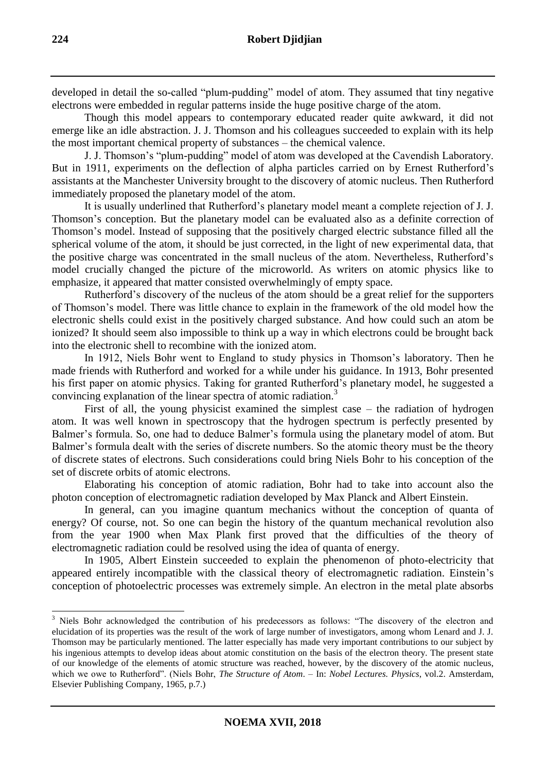developed in detail the so-called "plum-pudding" model of atom. They assumed that tiny negative electrons were embedded in regular patterns inside the huge positive charge of the atom.

Though this model appears to contemporary educated reader quite awkward, it did not emerge like an idle abstraction. J. J. Thomson and his colleagues succeeded to explain with its help the most important chemical property of substances – the chemical valence.

J. J. Thomson's "plum-pudding" model of atom was developed at the Cavendish Laboratory. But in 1911, experiments on the deflection of alpha particles carried on by Ernest Rutherford's assistants at the Manchester University brought to the discovery of atomic nucleus. Then Rutherford immediately proposed the planetary model of the atom.

It is usually underlined that Rutherford's planetary model meant a complete rejection of J. J. Thomson's conception. But the planetary model can be evaluated also as a definite correction of Thomson's model. Instead of supposing that the positively charged electric substance filled all the spherical volume of the atom, it should be just corrected, in the light of new experimental data, that the positive charge was concentrated in the small nucleus of the atom. Nevertheless, Rutherford's model crucially changed the picture of the microworld. As writers on atomic physics like to emphasize, it appeared that matter consisted overwhelmingly of empty space.

Rutherford's discovery of the nucleus of the atom should be a great relief for the supporters of Thomson's model. There was little chance to explain in the framework of the old model how the electronic shells could exist in the positively charged substance. And how could such an atom be ionized? It should seem also impossible to think up a way in which electrons could be brought back into the electronic shell to recombine with the ionized atom.

In 1912, Niels Bohr went to England to study physics in Thomson's laboratory. Then he made friends with Rutherford and worked for a while under his guidance. In 1913, Bohr presented his first paper on atomic physics. Taking for granted Rutherford's planetary model, he suggested a convincing explanation of the linear spectra of atomic radiation.[3]

First of all, the young physicist examined the simplest case – the radiation of hydrogen atom. It was well known in spectroscopy that the hydrogen spectrum is perfectly presented by Balmer's formula. So, one had to deduce Balmer's formula using the planetary model of atom. But Balmer's formula dealt with the series of discrete numbers. So the atomic theory must be the theory of discrete states of electrons. Such considerations could bring Niels Bohr to his conception of the set of discrete orbits of atomic electrons.

Elaborating his conception of atomic radiation, Bohr had to take into account also the photon conception of electromagnetic radiation developed by Max Planck and Albert Einstein.

In general, can you imagine quantum mechanics without the conception of quanta of energy? Of course, not. So one can begin the history of the quantum mechanical revolution also from the year 1900 when Max Plank first proved that the difficulties of the theory of electromagnetic radiation could be resolved using the idea of quanta of energy.

In 1905, Albert Einstein succeeded to explain the phenomenon of photo-electricity that appeared entirely incompatible with the classical theory of electromagnetic radiation. Einstein's conception of photoelectric processes was extremely simple. An electron in the metal plate absorbs

---

[3] Niels Bohr acknowledged the contribution of his predecessors as follows: "The discovery of the electron and elucidation of its properties was the result of the work of large number of investigators, among whom Lenard and J. J. Thomson may be particularly mentioned. The latter especially has made very important contributions to our subject by his ingenious attempts to develop ideas about atomic constitution on the basis of the electron theory. The present state of our knowledge of the elements of atomic structure was reached, however, by the discovery of the atomic nucleus, which we owe to Rutherford". (Niels Bohr, *The Structure of Atom*. – In: *Nobel Lectures. Physics*, vol.2. Amsterdam, Elsevier Publishing Company, 1965, p.7.)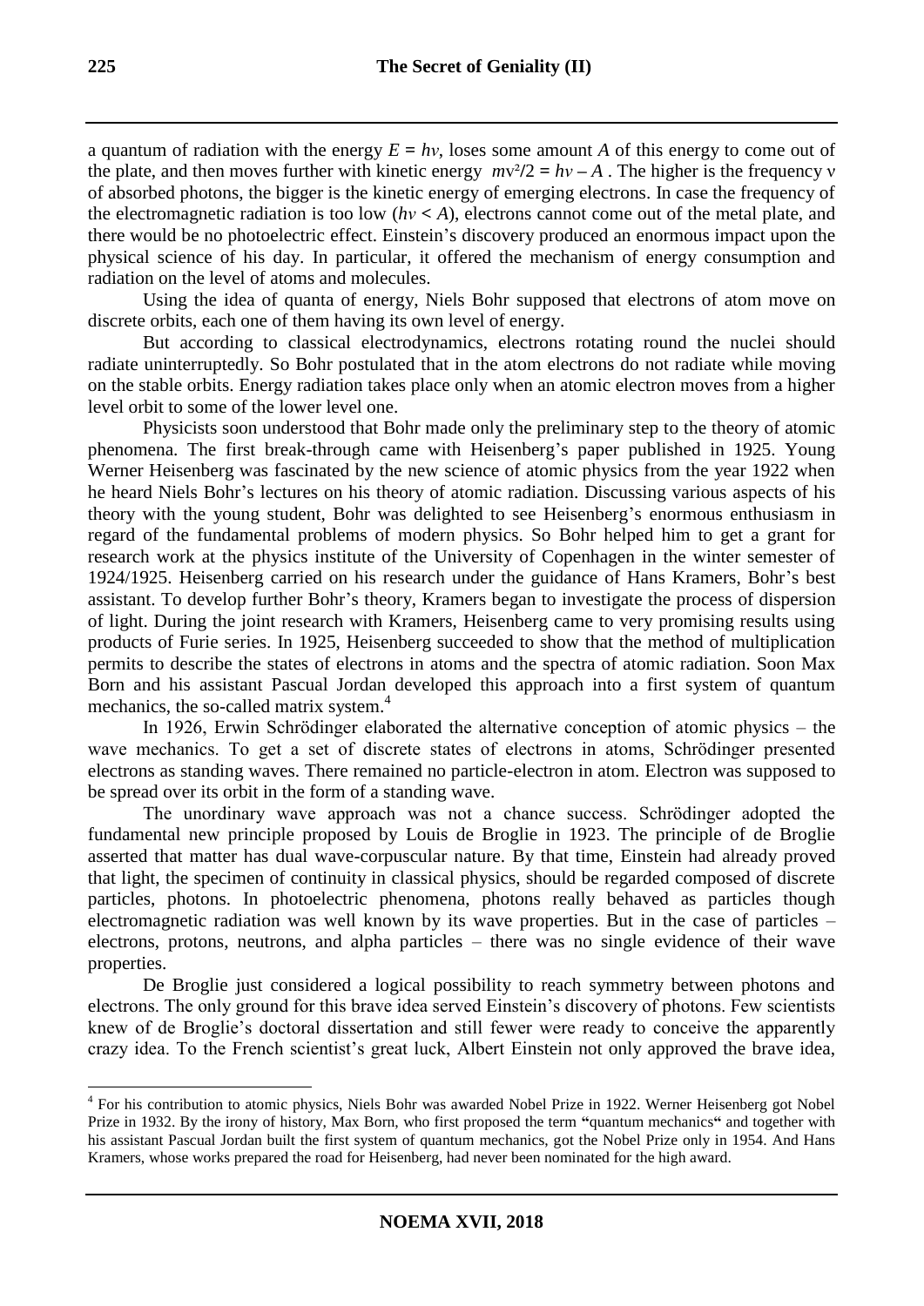a quantum of radiation with the energy $E = h\nu$, loses some amount $A$ of this energy to come out of the plate, and then moves further with kinetic energy $mv^2/2 = h\nu - A$ . The higher is the frequency $\nu$ of absorbed photons, the bigger is the kinetic energy of emerging electrons. In case the frequency of the electromagnetic radiation is too low ($h\nu < A$), electrons cannot come out of the metal plate, and there would be no photoelectric effect. Einstein's discovery produced an enormous impact upon the physical science of his day. In particular, it offered the mechanism of energy consumption and radiation on the level of atoms and molecules.

Using the idea of quanta of energy, Niels Bohr supposed that electrons of atom move on discrete orbits, each one of them having its own level of energy.

But according to classical electrodynamics, electrons rotating round the nuclei should radiate uninterruptedly. So Bohr postulated that in the atom electrons do not radiate while moving on the stable orbits. Energy radiation takes place only when an atomic electron moves from a higher level orbit to some of the lower level one.

Physicists soon understood that Bohr made only the preliminary step to the theory of atomic phenomena. The first break-through came with Heisenberg's paper published in 1925. Young Werner Heisenberg was fascinated by the new science of atomic physics from the year 1922 when he heard Niels Bohr's lectures on his theory of atomic radiation. Discussing various aspects of his theory with the young student, Bohr was delighted to see Heisenberg's enormous enthusiasm in regard of the fundamental problems of modern physics. So Bohr helped him to get a grant for research work at the physics institute of the University of Copenhagen in the winter semester of 1924/1925. Heisenberg carried on his research under the guidance of Hans Kramers, Bohr's best assistant. To develop further Bohr's theory, Kramers began to investigate the process of dispersion of light. During the joint research with Kramers, Heisenberg came to very promising results using products of Furie series. In 1925, Heisenberg succeeded to show that the method of multiplication permits to describe the states of electrons in atoms and the spectra of atomic radiation. Soon Max Born and his assistant Pascual Jordan developed this approach into a first system of quantum mechanics, the so-called matrix system.[4]

In 1926, Erwin Schrödinger elaborated the alternative conception of atomic physics – the wave mechanics. To get a set of discrete states of electrons in atoms, Schrödinger presented electrons as standing waves. There remained no particle-electron in atom. Electron was supposed to be spread over its orbit in the form of a standing wave.

The unordinary wave approach was not a chance success. Schrödinger adopted the fundamental new principle proposed by Louis de Broglie in 1923. The principle of de Broglie asserted that matter has dual wave-corpuscular nature. By that time, Einstein had already proved that light, the specimen of continuity in classical physics, should be regarded composed of discrete particles, photons. In photoelectric phenomena, photons really behaved as particles though electromagnetic radiation was well known by its wave properties. But in the case of particles – electrons, protons, neutrons, and alpha particles – there was no single evidence of their wave properties.

De Broglie just considered a logical possibility to reach symmetry between photons and electrons. The only ground for this brave idea served Einstein's discovery of photons. Few scientists knew of de Broglie's doctoral dissertation and still fewer were ready to conceive the apparently crazy idea. To the French scientist's great luck, Albert Einstein not only approved the brave idea,

---

[4] For his contribution to atomic physics, Niels Bohr was awarded Nobel Prize in 1922. Werner Heisenberg got Nobel Prize in 1932. By the irony of history, Max Born, who first proposed the term "quantum mechanics" and together with his assistant Pascual Jordan built the first system of quantum mechanics, got the Nobel Prize only in 1954. And Hans Kramers, whose works prepared the road for Heisenberg, had never been nominated for the high award.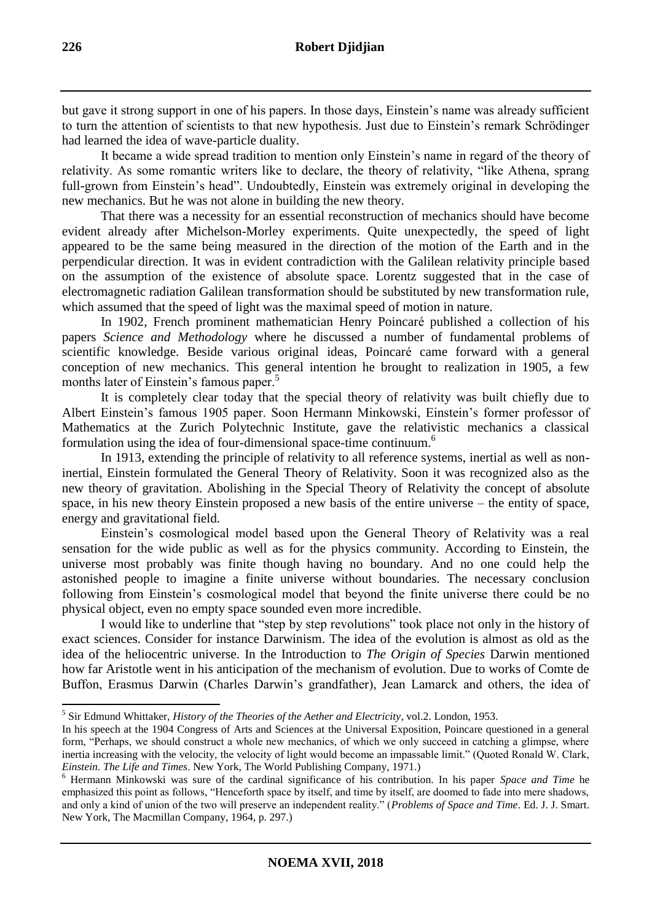but gave it strong support in one of his papers. In those days, Einstein's name was already sufficient to turn the attention of scientists to that new hypothesis. Just due to Einstein's remark Schrödinger had learned the idea of wave-particle duality.

It became a wide spread tradition to mention only Einstein's name in regard of the theory of relativity. As some romantic writers like to declare, the theory of relativity, "like Athena, sprang full-grown from Einstein's head". Undoubtedly, Einstein was extremely original in developing the new mechanics. But he was not alone in building the new theory.

That there was a necessity for an essential reconstruction of mechanics should have become evident already after Michelson-Morley experiments. Quite unexpectedly, the speed of light appeared to be the same being measured in the direction of the motion of the Earth and in the perpendicular direction. It was in evident contradiction with the Galilean relativity principle based on the assumption of the existence of absolute space. Lorentz suggested that in the case of electromagnetic radiation Galilean transformation should be substituted by new transformation rule, which assumed that the speed of light was the maximal speed of motion in nature.

In 1902, French prominent mathematician Henry Poincaré published a collection of his papers *Science and Methodology* where he discussed a number of fundamental problems of scientific knowledge. Beside various original ideas, Poincaré came forward with a general conception of new mechanics. This general intention he brought to realization in 1905, a few months later of Einstein's famous paper.[5]

It is completely clear today that the special theory of relativity was built chiefly due to Albert Einstein's famous 1905 paper. Soon Hermann Minkowski, Einstein's former professor of Mathematics at the Zurich Polytechnic Institute, gave the relativistic mechanics a classical formulation using the idea of four-dimensional space-time continuum.[6]

In 1913, extending the principle of relativity to all reference systems, inertial as well as non-inertial, Einstein formulated the General Theory of Relativity. Soon it was recognized also as the new theory of gravitation. Abolishing in the Special Theory of Relativity the concept of absolute space, in his new theory Einstein proposed a new basis of the entire universe – the entity of space, energy and gravitational field.

Einstein's cosmological model based upon the General Theory of Relativity was a real sensation for the wide public as well as for the physics community. According to Einstein, the universe most probably was finite though having no boundary. And no one could help the astonished people to imagine a finite universe without boundaries. The necessary conclusion following from Einstein's cosmological model that beyond the finite universe there could be no physical object, even no empty space sounded even more incredible.

I would like to underline that "step by step revolutions" took place not only in the history of exact sciences. Consider for instance Darwinism. The idea of the evolution is almost as old as the idea of the heliocentric universe. In the Introduction to *The Origin of Species* Darwin mentioned how far Aristotle went in his anticipation of the mechanism of evolution. Due to works of Comte de Buffon, Erasmus Darwin (Charles Darwin's grandfather), Jean Lamarck and others, the idea of

---

[5] Sir Edmund Whittaker, *History of the Theories of the Aether and Electricity*, vol.2. London, 1953.
In his speech at the 1904 Congress of Arts and Sciences at the Universal Exposition, Poincare questioned in a general form, "Perhaps, we should construct a whole new mechanics, of which we only succeed in catching a glimpse, where inertia increasing with the velocity, the velocity of light would become an impassable limit." (Quoted Ronald W. Clark, *Einstein. The Life and Times*. New York, The World Publishing Company, 1971.)

[6] Hermann Minkowski was sure of the cardinal significance of his contribution. In his paper *Space and Time* he emphasized this point as follows, "Henceforth space by itself, and time by itself, are doomed to fade into mere shadows, and only a kind of union of the two will preserve an independent reality." (*Problems of Space and Time*. Ed. J. J. Smart. New York, The Macmillan Company, 1964, p. 297.)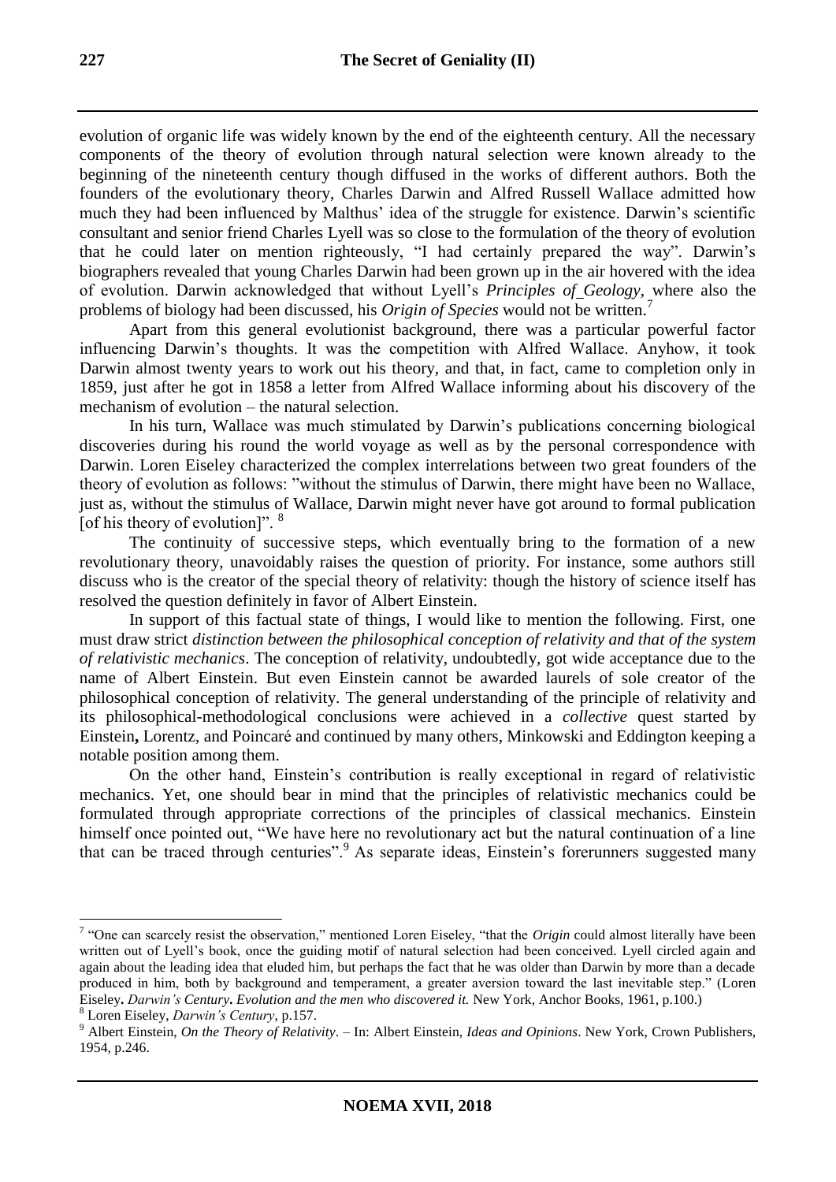evolution of organic life was widely known by the end of the eighteenth century. All the necessary components of the theory of evolution through natural selection were known already to the beginning of the nineteenth century though diffused in the works of different authors. Both the founders of the evolutionary theory, Charles Darwin and Alfred Russell Wallace admitted how much they had been influenced by Malthus' idea of the struggle for existence. Darwin's scientific consultant and senior friend Charles Lyell was so close to the formulation of the theory of evolution that he could later on mention righteously, "I had certainly prepared the way". Darwin's biographers revealed that young Charles Darwin had been grown up in the air hovered with the idea of evolution. Darwin acknowledged that without Lyell's *Principles of Geology*, where also the problems of biology had been discussed, his *Origin of Species* would not be written.[7]

Apart from this general evolutionist background, there was a particular powerful factor influencing Darwin's thoughts. It was the competition with Alfred Wallace. Anyhow, it took Darwin almost twenty years to work out his theory, and that, in fact, came to completion only in 1859, just after he got in 1858 a letter from Alfred Wallace informing about his discovery of the mechanism of evolution – the natural selection.

In his turn, Wallace was much stimulated by Darwin's publications concerning biological discoveries during his round the world voyage as well as by the personal correspondence with Darwin. Loren Eiseley characterized the complex interrelations between two great founders of the theory of evolution as follows: "without the stimulus of Darwin, there might have been no Wallace, just as, without the stimulus of Wallace, Darwin might never have got around to formal publication [of his theory of evolution]". [8]

The continuity of successive steps, which eventually bring to the formation of a new revolutionary theory, unavoidably raises the question of priority. For instance, some authors still discuss who is the creator of the special theory of relativity: though the history of science itself has resolved the question definitely in favor of Albert Einstein.

In support of this factual state of things, I would like to mention the following. First, one must draw strict *distinction between the philosophical conception of relativity and that of the system of relativistic mechanics*. The conception of relativity, undoubtedly, got wide acceptance due to the name of Albert Einstein. But even Einstein cannot be awarded laurels of sole creator of the philosophical conception of relativity. The general understanding of the principle of relativity and its philosophical-methodological conclusions were achieved in a *collective* quest started by Einstein**,** Lorentz, and Poincaré and continued by many others, Minkowski and Eddington keeping a notable position among them.

On the other hand, Einstein's contribution is really exceptional in regard of relativistic mechanics. Yet, one should bear in mind that the principles of relativistic mechanics could be formulated through appropriate corrections of the principles of classical mechanics. Einstein himself once pointed out, "We have here no revolutionary act but the natural continuation of a line that can be traced through centuries".[9] As separate ideas, Einstein's forerunners suggested many

---

[7] "One can scarcely resist the observation," mentioned Loren Eiseley, "that the *Origin* could almost literally have been written out of Lyell's book, once the guiding motif of natural selection had been conceived. Lyell circled again and again about the leading idea that eluded him, but perhaps the fact that he was older than Darwin by more than a decade produced in him, both by background and temperament, a greater aversion toward the last inevitable step." (Loren Eiseley**.** *Darwin's Century***.** *Evolution and the men who discovered it.* New York, Anchor Books, 1961, p.100.)

[8] Loren Eiseley, *Darwin's Century*, p.157.

[9] Albert Einstein, *On the Theory of Relativity*. – In: Albert Einstein, *Ideas and Opinions*. New York, Crown Publishers, 1954, p.246.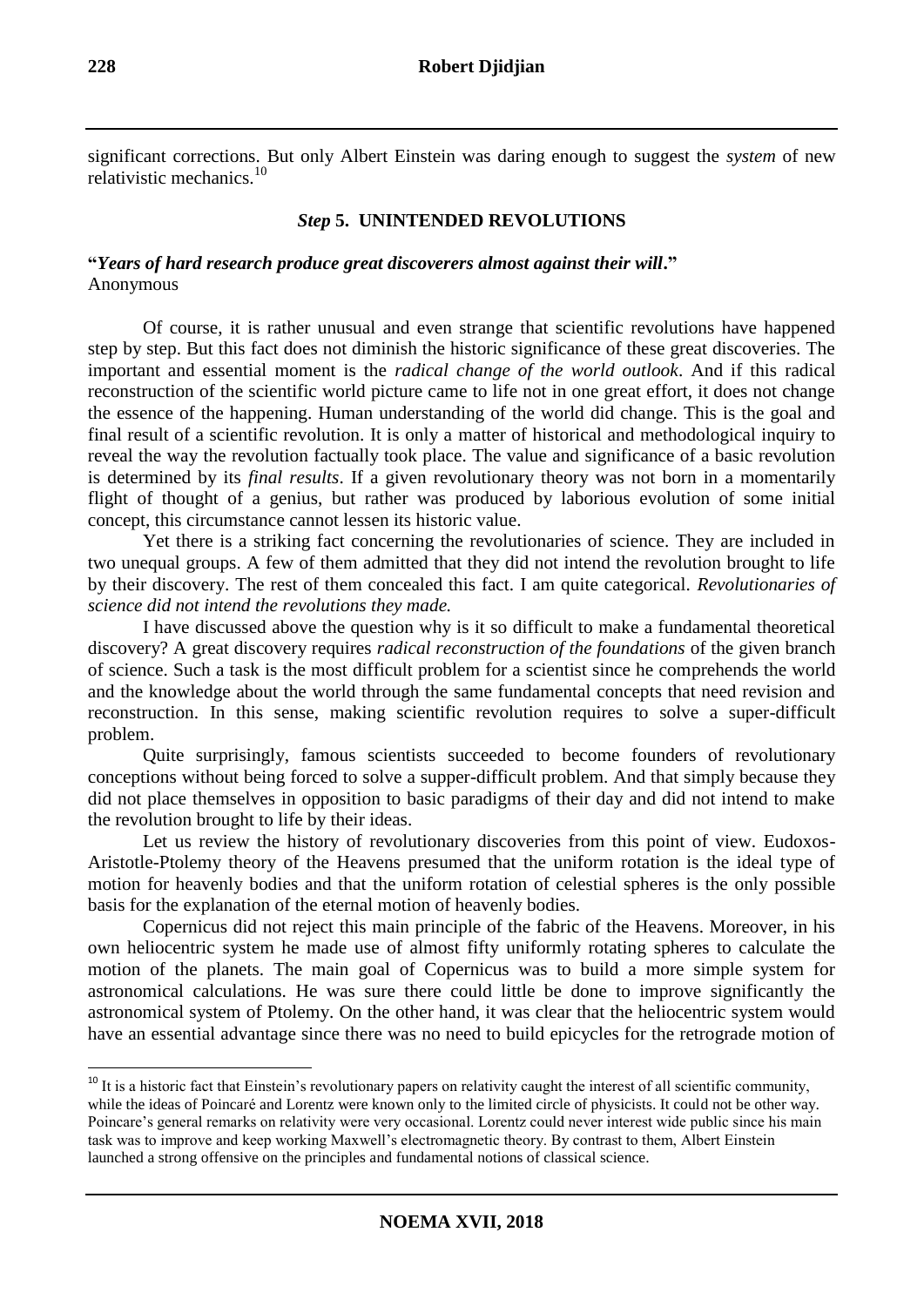significant corrections. But only Albert Einstein was daring enough to suggest the *system* of new relativistic mechanics.[10]

### *Step* 5. UNINTENDED REVOLUTIONS

**"*Years of hard research produce great discoverers almost against their will*."**
Anonymous

Of course, it is rather unusual and even strange that scientific revolutions have happened step by step. But this fact does not diminish the historic significance of these great discoveries. The important and essential moment is the *radical change of the world outlook*. And if this radical reconstruction of the scientific world picture came to life not in one great effort, it does not change the essence of the happening. Human understanding of the world did change. This is the goal and final result of a scientific revolution. It is only a matter of historical and methodological inquiry to reveal the way the revolution factually took place. The value and significance of a basic revolution is determined by its *final results*. If a given revolutionary theory was not born in a momentarily flight of thought of a genius, but rather was produced by laborious evolution of some initial concept, this circumstance cannot lessen its historic value.

Yet there is a striking fact concerning the revolutionaries of science. They are included in two unequal groups. A few of them admitted that they did not intend the revolution brought to life by their discovery. The rest of them concealed this fact. I am quite categorical. *Revolutionaries of science did not intend the revolutions they made.*

I have discussed above the question why is it so difficult to make a fundamental theoretical discovery? A great discovery requires *radical reconstruction of the foundations* of the given branch of science. Such a task is the most difficult problem for a scientist since he comprehends the world and the knowledge about the world through the same fundamental concepts that need revision and reconstruction. In this sense, making scientific revolution requires to solve a super-difficult problem.

Quite surprisingly, famous scientists succeeded to become founders of revolutionary conceptions without being forced to solve a supper-difficult problem. And that simply because they did not place themselves in opposition to basic paradigms of their day and did not intend to make the revolution brought to life by their ideas.

Let us review the history of revolutionary discoveries from this point of view. Eudoxos-Aristotle-Ptolemy theory of the Heavens presumed that the uniform rotation is the ideal type of motion for heavenly bodies and that the uniform rotation of celestial spheres is the only possible basis for the explanation of the eternal motion of heavenly bodies.

Copernicus did not reject this main principle of the fabric of the Heavens. Moreover, in his own heliocentric system he made use of almost fifty uniformly rotating spheres to calculate the motion of the planets. The main goal of Copernicus was to build a more simple system for astronomical calculations. He was sure there could little be done to improve significantly the astronomical system of Ptolemy. On the other hand, it was clear that the heliocentric system would have an essential advantage since there was no need to build epicycles for the retrograde motion of

---

[10] It is a historic fact that Einstein's revolutionary papers on relativity caught the interest of all scientific community, while the ideas of Poincaré and Lorentz were known only to the limited circle of physicists. It could not be other way. Poincare's general remarks on relativity were very occasional. Lorentz could never interest wide public since his main task was to improve and keep working Maxwell's electromagnetic theory. By contrast to them, Albert Einstein launched a strong offensive on the principles and fundamental notions of classical science.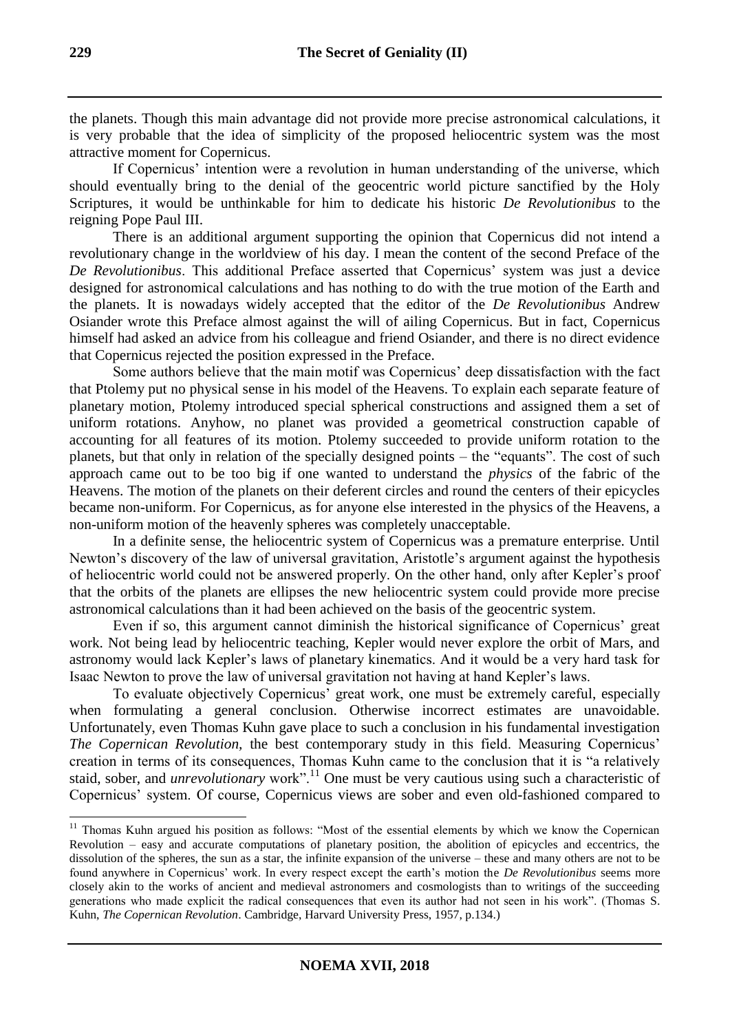the planets. Though this main advantage did not provide more precise astronomical calculations, it is very probable that the idea of simplicity of the proposed heliocentric system was the most attractive moment for Copernicus.

If Copernicus' intention were a revolution in human understanding of the universe, which should eventually bring to the denial of the geocentric world picture sanctified by the Holy Scriptures, it would be unthinkable for him to dedicate his historic *De Revolutionibus* to the reigning Pope Paul III.

There is an additional argument supporting the opinion that Copernicus did not intend a revolutionary change in the worldview of his day. I mean the content of the second Preface of the *De Revolutionibus*. This additional Preface asserted that Copernicus' system was just a device designed for astronomical calculations and has nothing to do with the true motion of the Earth and the planets. It is nowadays widely accepted that the editor of the *De Revolutionibus* Andrew Osiander wrote this Preface almost against the will of ailing Copernicus. But in fact, Copernicus himself had asked an advice from his colleague and friend Osiander, and there is no direct evidence that Copernicus rejected the position expressed in the Preface.

Some authors believe that the main motif was Copernicus' deep dissatisfaction with the fact that Ptolemy put no physical sense in his model of the Heavens. To explain each separate feature of planetary motion, Ptolemy introduced special spherical constructions and assigned them a set of uniform rotations. Anyhow, no planet was provided a geometrical construction capable of accounting for all features of its motion. Ptolemy succeeded to provide uniform rotation to the planets, but that only in relation of the specially designed points – the "equants". The cost of such approach came out to be too big if one wanted to understand the *physics* of the fabric of the Heavens. The motion of the planets on their deferent circles and round the centers of their epicycles became non-uniform. For Copernicus, as for anyone else interested in the physics of the Heavens, a non-uniform motion of the heavenly spheres was completely unacceptable.

In a definite sense, the heliocentric system of Copernicus was a premature enterprise. Until Newton's discovery of the law of universal gravitation, Aristotle's argument against the hypothesis of heliocentric world could not be answered properly. On the other hand, only after Kepler's proof that the orbits of the planets are ellipses the new heliocentric system could provide more precise astronomical calculations than it had been achieved on the basis of the geocentric system.

Even if so, this argument cannot diminish the historical significance of Copernicus' great work. Not being lead by heliocentric teaching, Kepler would never explore the orbit of Mars, and astronomy would lack Kepler's laws of planetary kinematics. And it would be a very hard task for Isaac Newton to prove the law of universal gravitation not having at hand Kepler's laws.

To evaluate objectively Copernicus' great work, one must be extremely careful, especially when formulating a general conclusion. Otherwise incorrect estimates are unavoidable. Unfortunately, even Thomas Kuhn gave place to such a conclusion in his fundamental investigation *The Copernican Revolution,* the best contemporary study in this field. Measuring Copernicus' creation in terms of its consequences, Thomas Kuhn came to the conclusion that it is "a relatively staid, sober, and *unrevolutionary* work".[11] One must be very cautious using such a characteristic of Copernicus' system. Of course, Copernicus views are sober and even old-fashioned compared to

---

[11] Thomas Kuhn argued his position as follows: "Most of the essential elements by which we know the Copernican Revolution – easy and accurate computations of planetary position, the abolition of epicycles and eccentrics, the dissolution of the spheres, the sun as a star, the infinite expansion of the universe – these and many others are not to be found anywhere in Copernicus' work. In every respect except the earth's motion the *De Revolutionibus* seems more closely akin to the works of ancient and medieval astronomers and cosmologists than to writings of the succeeding generations who made explicit the radical consequences that even its author had not seen in his work". (Thomas S. Kuhn, *The Copernican Revolution*. Cambridge, Harvard University Press, 1957, p.134.)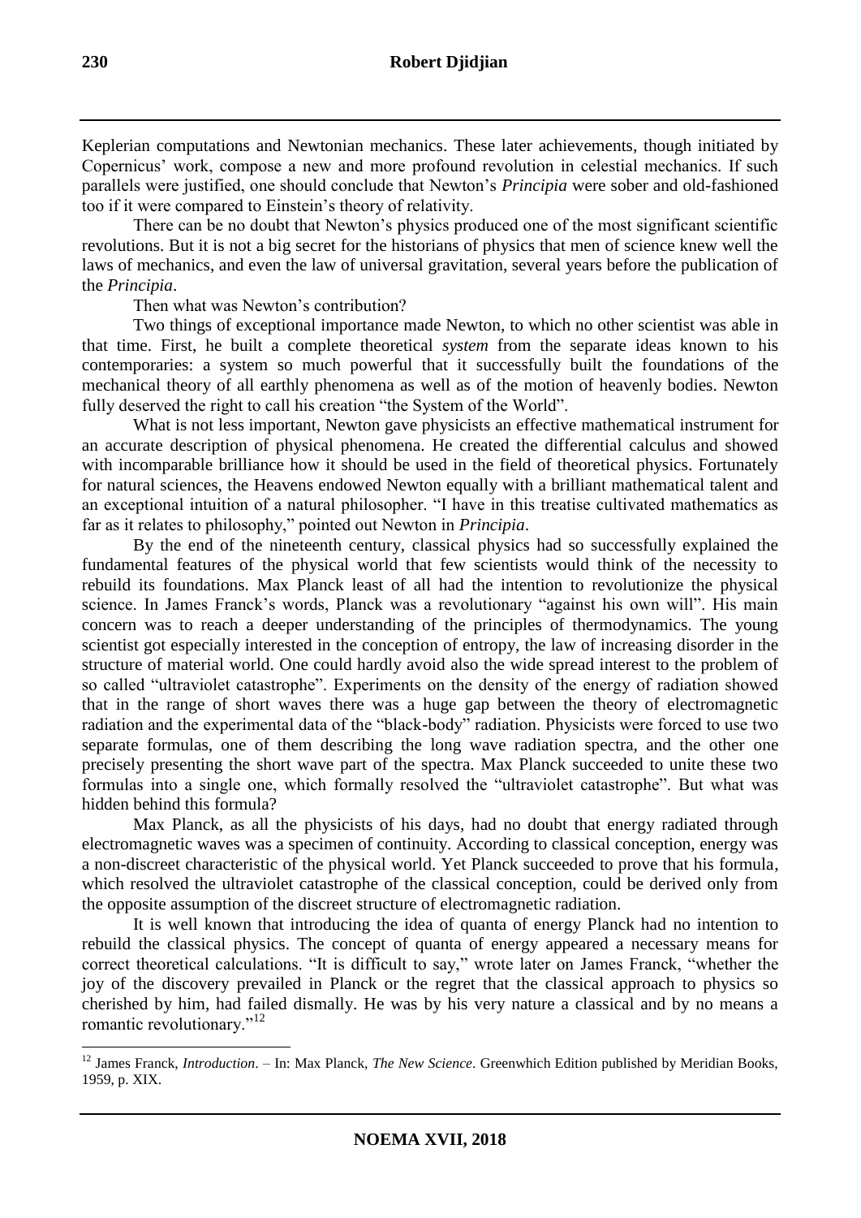Keplerian computations and Newtonian mechanics. These later achievements, though initiated by Copernicus' work, compose a new and more profound revolution in celestial mechanics. If such parallels were justified, one should conclude that Newton's *Principia* were sober and old-fashioned too if it were compared to Einstein's theory of relativity.

There can be no doubt that Newton's physics produced one of the most significant scientific revolutions. But it is not a big secret for the historians of physics that men of science knew well the laws of mechanics, and even the law of universal gravitation, several years before the publication of the *Principia*.

Then what was Newton's contribution?

Two things of exceptional importance made Newton, to which no other scientist was able in that time. First, he built a complete theoretical *system* from the separate ideas known to his contemporaries: a system so much powerful that it successfully built the foundations of the mechanical theory of all earthly phenomena as well as of the motion of heavenly bodies. Newton fully deserved the right to call his creation "the System of the World".

What is not less important, Newton gave physicists an effective mathematical instrument for an accurate description of physical phenomena. He created the differential calculus and showed with incomparable brilliance how it should be used in the field of theoretical physics. Fortunately for natural sciences, the Heavens endowed Newton equally with a brilliant mathematical talent and an exceptional intuition of a natural philosopher. "I have in this treatise cultivated mathematics as far as it relates to philosophy," pointed out Newton in *Principia*.

By the end of the nineteenth century, classical physics had so successfully explained the fundamental features of the physical world that few scientists would think of the necessity to rebuild its foundations. Max Planck least of all had the intention to revolutionize the physical science. In James Franck's words, Planck was a revolutionary "against his own will". His main concern was to reach a deeper understanding of the principles of thermodynamics. The young scientist got especially interested in the conception of entropy, the law of increasing disorder in the structure of material world. One could hardly avoid also the wide spread interest to the problem of so called "ultraviolet catastrophe". Experiments on the density of the energy of radiation showed that in the range of short waves there was a huge gap between the theory of electromagnetic radiation and the experimental data of the "black-body" radiation. Physicists were forced to use two separate formulas, one of them describing the long wave radiation spectra, and the other one precisely presenting the short wave part of the spectra. Max Planck succeeded to unite these two formulas into a single one, which formally resolved the "ultraviolet catastrophe". But what was hidden behind this formula?

Max Planck, as all the physicists of his days, had no doubt that energy radiated through electromagnetic waves was a specimen of continuity. According to classical conception, energy was a non-discreet characteristic of the physical world. Yet Planck succeeded to prove that his formula, which resolved the ultraviolet catastrophe of the classical conception, could be derived only from the opposite assumption of the discreet structure of electromagnetic radiation.

It is well known that introducing the idea of quanta of energy Planck had no intention to rebuild the classical physics. The concept of quanta of energy appeared a necessary means for correct theoretical calculations. "It is difficult to say," wrote later on James Franck, "whether the joy of the discovery prevailed in Planck or the regret that the classical approach to physics so cherished by him, had failed dismally. He was by his very nature a classical and by no means a romantic revolutionary."[12]

---

[12] James Franck, *Introduction*. – In: Max Planck, *The New Science*. Greenwhich Edition published by Meridian Books, 1959, p. XIX.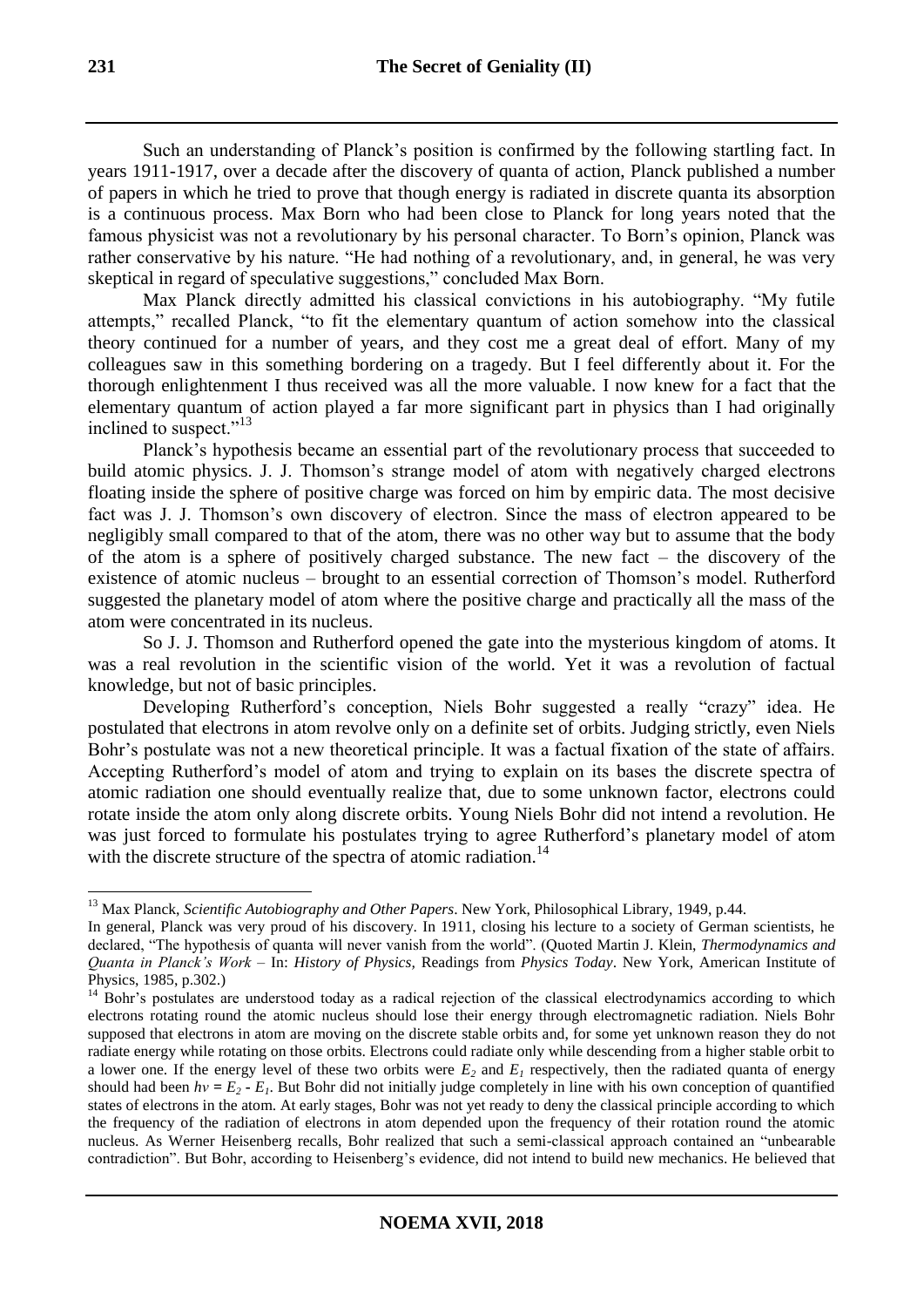Such an understanding of Planck's position is confirmed by the following startling fact. In years 1911-1917, over a decade after the discovery of quanta of action, Planck published a number of papers in which he tried to prove that though energy is radiated in discrete quanta its absorption is a continuous process. Max Born who had been close to Planck for long years noted that the famous physicist was not a revolutionary by his personal character. To Born's opinion, Planck was rather conservative by his nature. "He had nothing of a revolutionary, and, in general, he was very skeptical in regard of speculative suggestions," concluded Max Born.

Max Planck directly admitted his classical convictions in his autobiography. "My futile attempts," recalled Planck, "to fit the elementary quantum of action somehow into the classical theory continued for a number of years, and they cost me a great deal of effort. Many of my colleagues saw in this something bordering on a tragedy. But I feel differently about it. For the thorough enlightenment I thus received was all the more valuable. I now knew for a fact that the elementary quantum of action played a far more significant part in physics than I had originally inclined to suspect."[13]

Planck's hypothesis became an essential part of the revolutionary process that succeeded to build atomic physics. J. J. Thomson's strange model of atom with negatively charged electrons floating inside the sphere of positive charge was forced on him by empiric data. The most decisive fact was J. J. Thomson's own discovery of electron. Since the mass of electron appeared to be negligibly small compared to that of the atom, there was no other way but to assume that the body of the atom is a sphere of positively charged substance. The new fact – the discovery of the existence of atomic nucleus – brought to an essential correction of Thomson's model. Rutherford suggested the planetary model of atom where the positive charge and practically all the mass of the atom were concentrated in its nucleus.

So J. J. Thomson and Rutherford opened the gate into the mysterious kingdom of atoms. It was a real revolution in the scientific vision of the world. Yet it was a revolution of factual knowledge, but not of basic principles.

Developing Rutherford's conception, Niels Bohr suggested a really "crazy" idea. He postulated that electrons in atom revolve only on a definite set of orbits. Judging strictly, even Niels Bohr's postulate was not a new theoretical principle. It was a factual fixation of the state of affairs. Accepting Rutherford's model of atom and trying to explain on its bases the discrete spectra of atomic radiation one should eventually realize that, due to some unknown factor, electrons could rotate inside the atom only along discrete orbits. Young Niels Bohr did not intend a revolution. He was just forced to formulate his postulates trying to agree Rutherford's planetary model of atom with the discrete structure of the spectra of atomic radiation.[14]

---

[13] Max Planck, *Scientific Autobiography and Other Papers*. New York, Philosophical Library, 1949, p.44.

In general, Planck was very proud of his discovery. In 1911, closing his lecture to a society of German scientists, he declared, "The hypothesis of quanta will never vanish from the world". (Quoted Martin J. Klein, *Thermodynamics and Quanta in Planck's Work* – In: *History of Physics*, Readings from *Physics Today*. New York, American Institute of Physics, 1985, p.302.)

[14] Bohr's postulates are understood today as a radical rejection of the classical electrodynamics according to which electrons rotating round the atomic nucleus should lose their energy through electromagnetic radiation. Niels Bohr supposed that electrons in atom are moving on the discrete stable orbits and, for some yet unknown reason they do not radiate energy while rotating on those orbits. Electrons could radiate only while descending from a higher stable orbit to a lower one. If the energy level of these two orbits were $E_2$ and $E_1$ respectively, then the radiated quanta of energy should had been $h\nu = E_2 - E_1$. But Bohr did not initially judge completely in line with his own conception of quantified states of electrons in the atom. At early stages, Bohr was not yet ready to deny the classical principle according to which the frequency of the radiation of electrons in atom depended upon the frequency of their rotation round the atomic nucleus. As Werner Heisenberg recalls, Bohr realized that such a semi-classical approach contained an "unbearable contradiction". But Bohr, according to Heisenberg's evidence, did not intend to build new mechanics. He believed that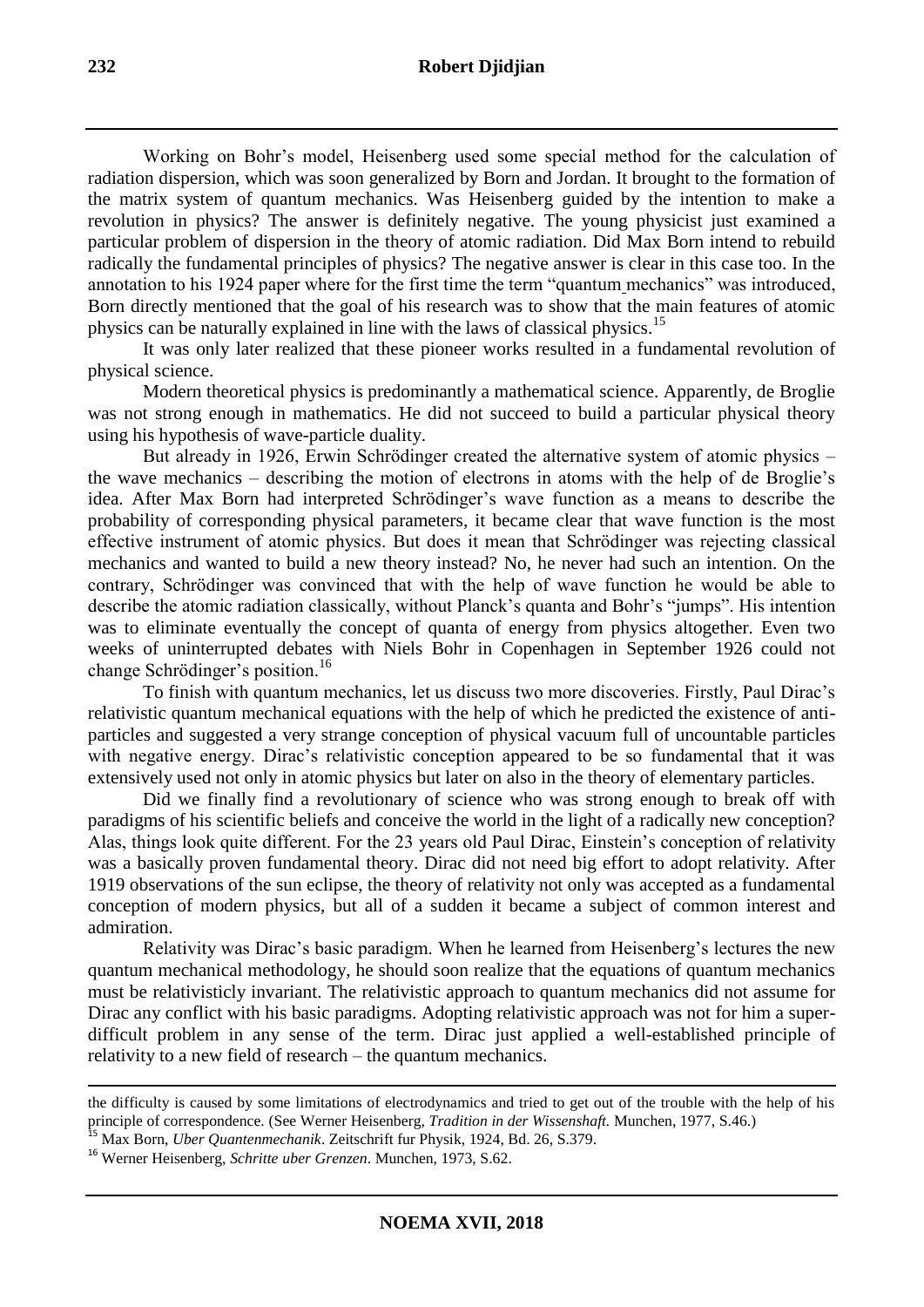Working on Bohr's model, Heisenberg used some special method for the calculation of radiation dispersion, which was soon generalized by Born and Jordan. It brought to the formation of the matrix system of quantum mechanics. Was Heisenberg guided by the intention to make a revolution in physics? The answer is definitely negative. The young physicist just examined a particular problem of dispersion in the theory of atomic radiation. Did Max Born intend to rebuild radically the fundamental principles of physics? The negative answer is clear in this case too. In the annotation to his 1924 paper where for the first time the term "quantum mechanics" was introduced, Born directly mentioned that the goal of his research was to show that the main features of atomic physics can be naturally explained in line with the laws of classical physics.[15]

It was only later realized that these pioneer works resulted in a fundamental revolution of physical science.

Modern theoretical physics is predominantly a mathematical science. Apparently, de Broglie was not strong enough in mathematics. He did not succeed to build a particular physical theory using his hypothesis of wave-particle duality.

But already in 1926, Erwin Schrödinger created the alternative system of atomic physics – the wave mechanics – describing the motion of electrons in atoms with the help of de Broglie's idea. After Max Born had interpreted Schrödinger's wave function as a means to describe the probability of corresponding physical parameters, it became clear that wave function is the most effective instrument of atomic physics. But does it mean that Schrödinger was rejecting classical mechanics and wanted to build a new theory instead? No, he never had such an intention. On the contrary, Schrödinger was convinced that with the help of wave function he would be able to describe the atomic radiation classically, without Planck's quanta and Bohr's "jumps". His intention was to eliminate eventually the concept of quanta of energy from physics altogether. Even two weeks of uninterrupted debates with Niels Bohr in Copenhagen in September 1926 could not change Schrödinger's position.[16]

To finish with quantum mechanics, let us discuss two more discoveries. Firstly, Paul Dirac's relativistic quantum mechanical equations with the help of which he predicted the existence of anti-particles and suggested a very strange conception of physical vacuum full of uncountable particles with negative energy. Dirac's relativistic conception appeared to be so fundamental that it was extensively used not only in atomic physics but later on also in the theory of elementary particles.

Did we finally find a revolutionary of science who was strong enough to break off with paradigms of his scientific beliefs and conceive the world in the light of a radically new conception? Alas, things look quite different. For the 23 years old Paul Dirac, Einstein's conception of relativity was a basically proven fundamental theory. Dirac did not need big effort to adopt relativity. After 1919 observations of the sun eclipse, the theory of relativity not only was accepted as a fundamental conception of modern physics, but all of a sudden it became a subject of common interest and admiration.

Relativity was Dirac's basic paradigm. When he learned from Heisenberg's lectures the new quantum mechanical methodology, he should soon realize that the equations of quantum mechanics must be relativisticly invariant. The relativistic approach to quantum mechanics did not assume for Dirac any conflict with his basic paradigms. Adopting relativistic approach was not for him a super-difficult problem in any sense of the term. Dirac just applied a well-established principle of relativity to a new field of research – the quantum mechanics.

---

the difficulty is caused by some limitations of electrodynamics and tried to get out of the trouble with the help of his principle of correspondence. (See Werner Heisenberg, *Tradition in der Wissenshaft.* Munchen, 1977, S.46.)

[15] Max Born, *Uber Quantenmechanik*. Zeitschrift fur Physik, 1924, Bd. 26, S.379.

[16] Werner Heisenberg, *Schritte uber Grenzen*. Munchen, 1973, S.62.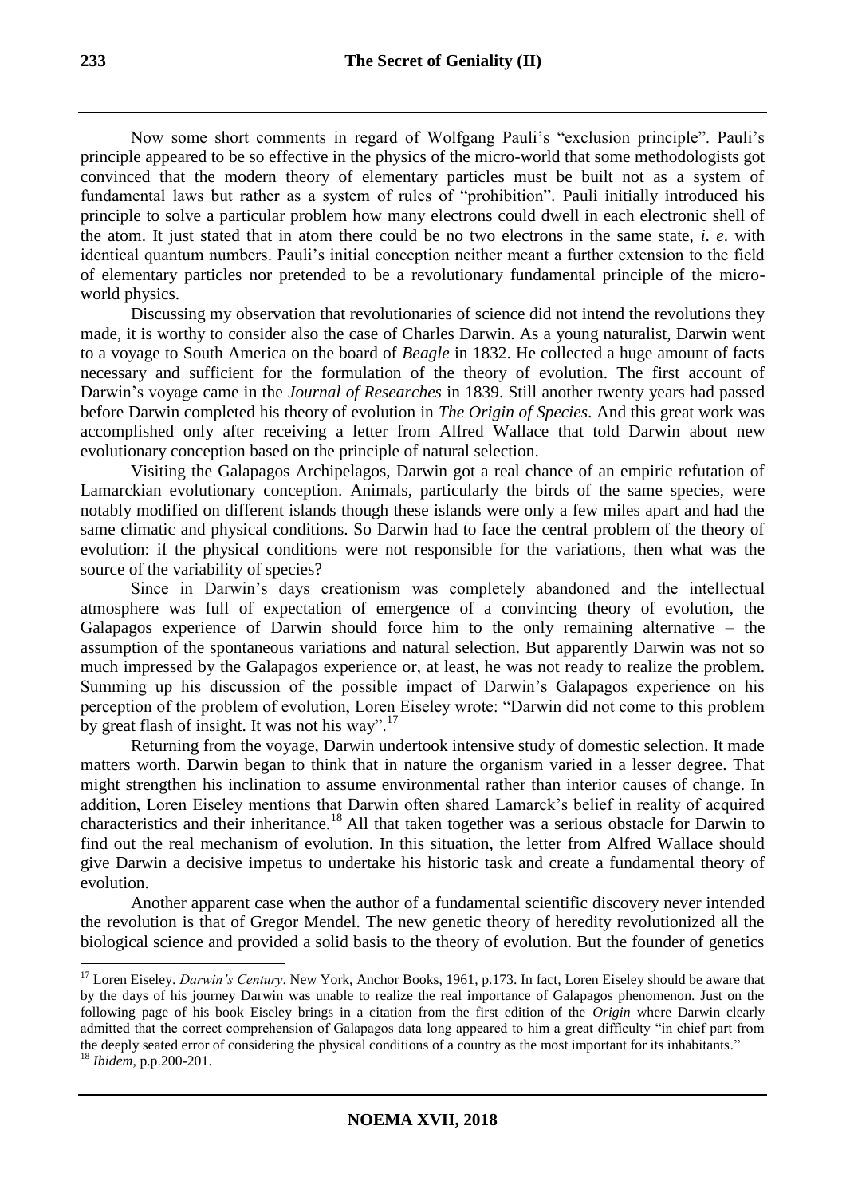Now some short comments in regard of Wolfgang Pauli's "exclusion principle". Pauli's principle appeared to be so effective in the physics of the micro-world that some methodologists got convinced that the modern theory of elementary particles must be built not as a system of fundamental laws but rather as a system of rules of "prohibition". Pauli initially introduced his principle to solve a particular problem how many electrons could dwell in each electronic shell of the atom. It just stated that in atom there could be no two electrons in the same state, *i. e*. with identical quantum numbers. Pauli's initial conception neither meant a further extension to the field of elementary particles nor pretended to be a revolutionary fundamental principle of the micro-world physics.

Discussing my observation that revolutionaries of science did not intend the revolutions they made, it is worthy to consider also the case of Charles Darwin. As a young naturalist, Darwin went to a voyage to South America on the board of *Beagle* in 1832. He collected a huge amount of facts necessary and sufficient for the formulation of the theory of evolution. The first account of Darwin's voyage came in the *Journal of Researches* in 1839. Still another twenty years had passed before Darwin completed his theory of evolution in *The Origin of Species*. And this great work was accomplished only after receiving a letter from Alfred Wallace that told Darwin about new evolutionary conception based on the principle of natural selection.

Visiting the Galapagos Archipelagos, Darwin got a real chance of an empiric refutation of Lamarckian evolutionary conception. Animals, particularly the birds of the same species, were notably modified on different islands though these islands were only a few miles apart and had the same climatic and physical conditions. So Darwin had to face the central problem of the theory of evolution: if the physical conditions were not responsible for the variations, then what was the source of the variability of species?

Since in Darwin's days creationism was completely abandoned and the intellectual atmosphere was full of expectation of emergence of a convincing theory of evolution, the Galapagos experience of Darwin should force him to the only remaining alternative – the assumption of the spontaneous variations and natural selection. But apparently Darwin was not so much impressed by the Galapagos experience or, at least, he was not ready to realize the problem. Summing up his discussion of the possible impact of Darwin's Galapagos experience on his perception of the problem of evolution, Loren Eiseley wrote: "Darwin did not come to this problem by great flash of insight. It was not his way".[17]

Returning from the voyage, Darwin undertook intensive study of domestic selection. It made matters worth. Darwin began to think that in nature the organism varied in a lesser degree. That might strengthen his inclination to assume environmental rather than interior causes of change. In addition, Loren Eiseley mentions that Darwin often shared Lamarck's belief in reality of acquired characteristics and their inheritance.[18] All that taken together was a serious obstacle for Darwin to find out the real mechanism of evolution. In this situation, the letter from Alfred Wallace should give Darwin a decisive impetus to undertake his historic task and create a fundamental theory of evolution.

Another apparent case when the author of a fundamental scientific discovery never intended the revolution is that of Gregor Mendel. The new genetic theory of heredity revolutionized all the biological science and provided a solid basis to the theory of evolution. But the founder of genetics

---

[17] Loren Eiseley. *Darwin's Century*. New York, Anchor Books, 1961, p.173. In fact, Loren Eiseley should be aware that by the days of his journey Darwin was unable to realize the real importance of Galapagos phenomenon. Just on the following page of his book Eiseley brings in a citation from the first edition of the *Origin* where Darwin clearly admitted that the correct comprehension of Galapagos data long appeared to him a great difficulty "in chief part from the deeply seated error of considering the physical conditions of a country as the most important for its inhabitants."

[18] *Ibidem*, p.p.200-201.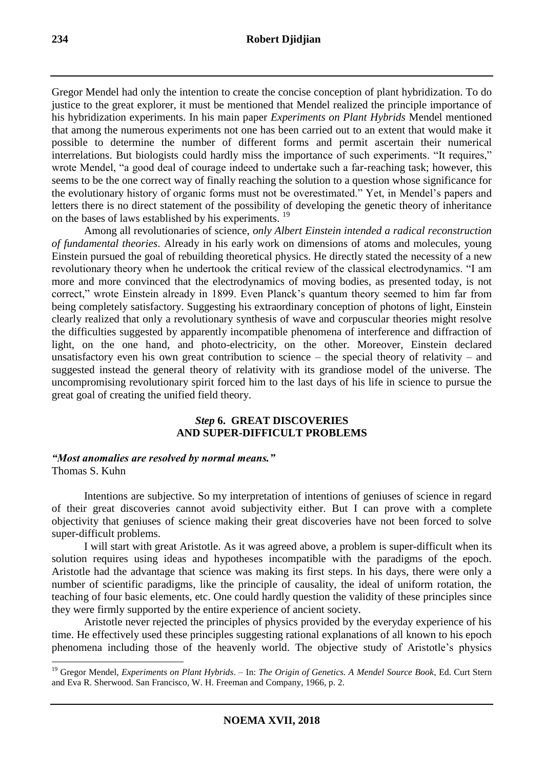Gregor Mendel had only the intention to create the concise conception of plant hybridization. To do justice to the great explorer, it must be mentioned that Mendel realized the principle importance of his hybridization experiments. In his main paper *Experiments on Plant Hybrids* Mendel mentioned that among the numerous experiments not one has been carried out to an extent that would make it possible to determine the number of different forms and permit ascertain their numerical interrelations. But biologists could hardly miss the importance of such experiments. "It requires," wrote Mendel, "a good deal of courage indeed to undertake such a far-reaching task; however, this seems to be the one correct way of finally reaching the solution to a question whose significance for the evolutionary history of organic forms must not be overestimated." Yet, in Mendel's papers and letters there is no direct statement of the possibility of developing the genetic theory of inheritance on the bases of laws established by his experiments. [19]

Among all revolutionaries of science, *only Albert Einstein intended a radical reconstruction of fundamental theories*. Already in his early work on dimensions of atoms and molecules, young Einstein pursued the goal of rebuilding theoretical physics. He directly stated the necessity of a new revolutionary theory when he undertook the critical review of the classical electrodynamics. "I am more and more convinced that the electrodynamics of moving bodies, as presented today, is not correct," wrote Einstein already in 1899. Even Planck's quantum theory seemed to him far from being completely satisfactory. Suggesting his extraordinary conception of photons of light, Einstein clearly realized that only a revolutionary synthesis of wave and corpuscular theories might resolve the difficulties suggested by apparently incompatible phenomena of interference and diffraction of light, on the one hand, and photo-electricity, on the other. Moreover, Einstein declared unsatisfactory even his own great contribution to science – the special theory of relativity – and suggested instead the general theory of relativity with its grandiose model of the universe. The uncompromising revolutionary spirit forced him to the last days of his life in science to pursue the great goal of creating the unified field theory.

## *Step* 6. GREAT DISCOVERIES AND SUPER-DIFFICULT PROBLEMS

***"Most anomalies are resolved by normal means."***
Thomas S. Kuhn

Intentions are subjective. So my interpretation of intentions of geniuses of science in regard of their great discoveries cannot avoid subjectivity either. But I can prove with a complete objectivity that geniuses of science making their great discoveries have not been forced to solve super-difficult problems.

I will start with great Aristotle. As it was agreed above, a problem is super-difficult when its solution requires using ideas and hypotheses incompatible with the paradigms of the epoch. Aristotle had the advantage that science was making its first steps. In his days, there were only a number of scientific paradigms, like the principle of causality, the ideal of uniform rotation, the teaching of four basic elements, etc. One could hardly question the validity of these principles since they were firmly supported by the entire experience of ancient society.

Aristotle never rejected the principles of physics provided by the everyday experience of his time. He effectively used these principles suggesting rational explanations of all known to his epoch phenomena including those of the heavenly world. The objective study of Aristotle's physics

[19] Gregor Mendel, *Experiments on Plant Hybrids*. – In: *The Origin of Genetics. A Mendel Source Book*, Ed. Curt Stern and Eva R. Sherwood. San Francisco, W. H. Freeman and Company, 1966, p. 2.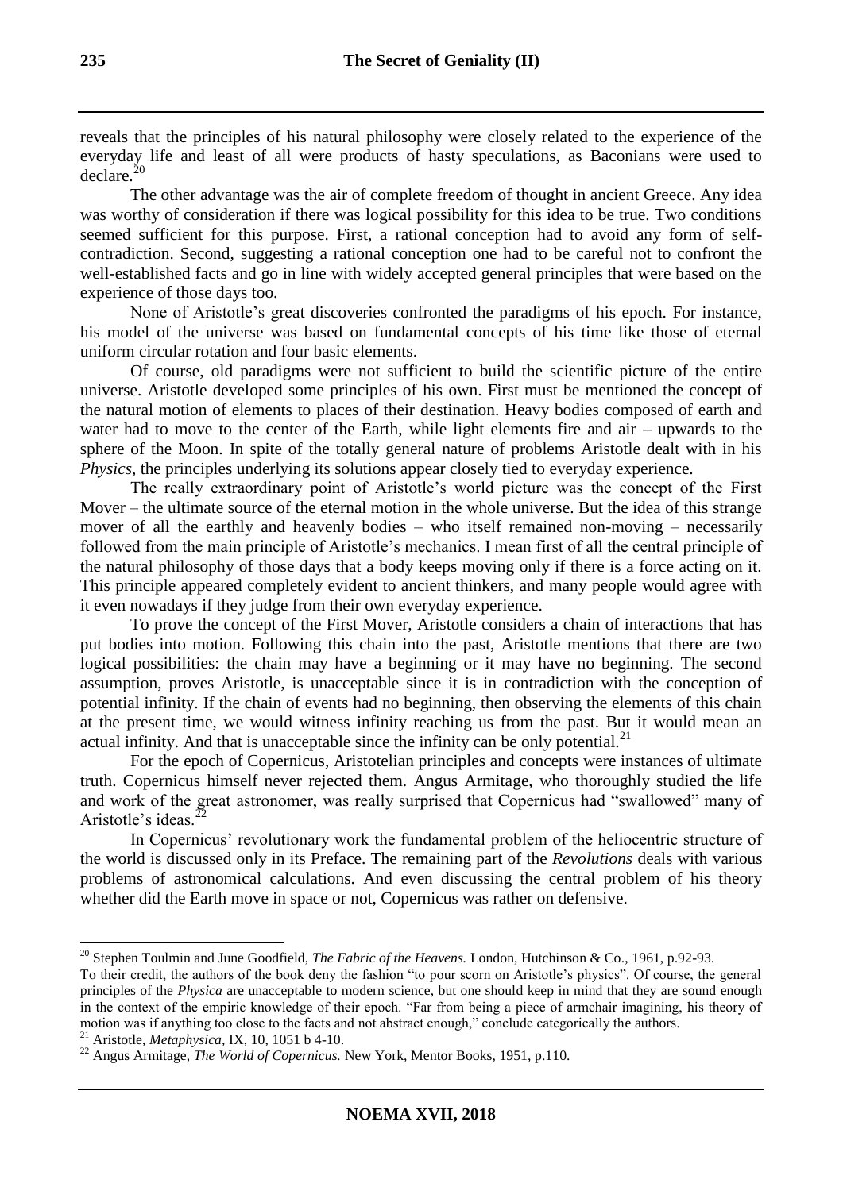reveals that the principles of his natural philosophy were closely related to the experience of the everyday life and least of all were products of hasty speculations, as Baconians were used to declare.[20]

The other advantage was the air of complete freedom of thought in ancient Greece. Any idea was worthy of consideration if there was logical possibility for this idea to be true. Two conditions seemed sufficient for this purpose. First, a rational conception had to avoid any form of self-contradiction. Second, suggesting a rational conception one had to be careful not to confront the well-established facts and go in line with widely accepted general principles that were based on the experience of those days too.

None of Aristotle's great discoveries confronted the paradigms of his epoch. For instance, his model of the universe was based on fundamental concepts of his time like those of eternal uniform circular rotation and four basic elements.

Of course, old paradigms were not sufficient to build the scientific picture of the entire universe. Aristotle developed some principles of his own. First must be mentioned the concept of the natural motion of elements to places of their destination. Heavy bodies composed of earth and water had to move to the center of the Earth, while light elements fire and air – upwards to the sphere of the Moon. In spite of the totally general nature of problems Aristotle dealt with in his *Physics*, the principles underlying its solutions appear closely tied to everyday experience.

The really extraordinary point of Aristotle's world picture was the concept of the First Mover – the ultimate source of the eternal motion in the whole universe. But the idea of this strange mover of all the earthly and heavenly bodies – who itself remained non-moving – necessarily followed from the main principle of Aristotle's mechanics. I mean first of all the central principle of the natural philosophy of those days that a body keeps moving only if there is a force acting on it. This principle appeared completely evident to ancient thinkers, and many people would agree with it even nowadays if they judge from their own everyday experience.

To prove the concept of the First Mover, Aristotle considers a chain of interactions that has put bodies into motion. Following this chain into the past, Aristotle mentions that there are two logical possibilities: the chain may have a beginning or it may have no beginning. The second assumption, proves Aristotle, is unacceptable since it is in contradiction with the conception of potential infinity. If the chain of events had no beginning, then observing the elements of this chain at the present time, we would witness infinity reaching us from the past. But it would mean an actual infinity. And that is unacceptable since the infinity can be only potential.[21]

For the epoch of Copernicus, Aristotelian principles and concepts were instances of ultimate truth. Copernicus himself never rejected them. Angus Armitage, who thoroughly studied the life and work of the great astronomer, was really surprised that Copernicus had "swallowed" many of Aristotle's ideas.[22]

In Copernicus' revolutionary work the fundamental problem of the heliocentric structure of the world is discussed only in its Preface. The remaining part of the *Revolutions* deals with various problems of astronomical calculations. And even discussing the central problem of his theory whether did the Earth move in space or not, Copernicus was rather on defensive.

---

[20] Stephen Toulmin and June Goodfield, *The Fabric of the Heavens.* London, Hutchinson & Co., 1961, p.92-93.
To their credit, the authors of the book deny the fashion "to pour scorn on Aristotle's physics". Of course, the general principles of the *Physica* are unacceptable to modern science, but one should keep in mind that they are sound enough in the context of the empiric knowledge of their epoch. "Far from being a piece of armchair imagining, his theory of motion was if anything too close to the facts and not abstract enough," conclude categorically the authors.

[21] Aristotle, *Metaphysica*, IX, 10, 1051 b 4-10.

[22] Angus Armitage, *The World of Copernicus.* New York, Mentor Books, 1951, p.110.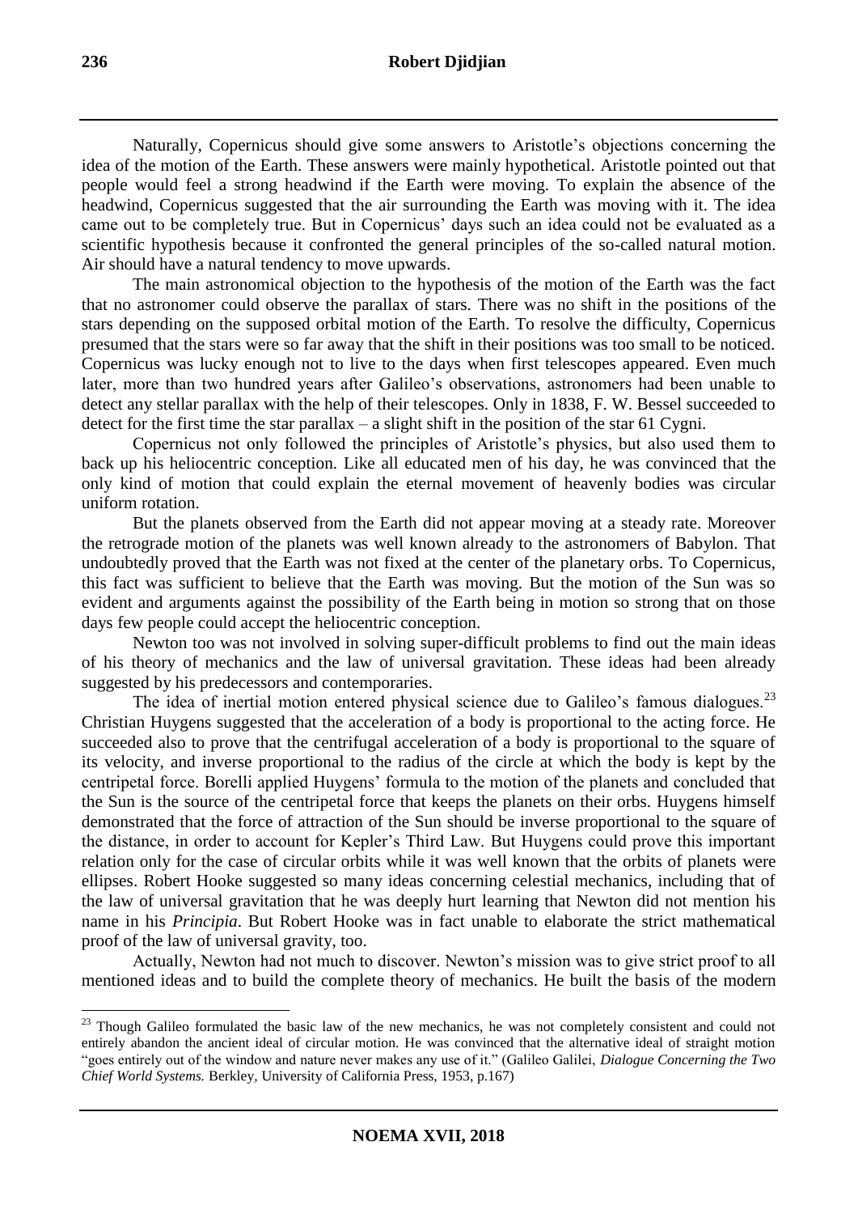Naturally, Copernicus should give some answers to Aristotle's objections concerning the idea of the motion of the Earth. These answers were mainly hypothetical. Aristotle pointed out that people would feel a strong headwind if the Earth were moving. To explain the absence of the headwind, Copernicus suggested that the air surrounding the Earth was moving with it. The idea came out to be completely true. But in Copernicus' days such an idea could not be evaluated as a scientific hypothesis because it confronted the general principles of the so-called natural motion. Air should have a natural tendency to move upwards.

The main astronomical objection to the hypothesis of the motion of the Earth was the fact that no astronomer could observe the parallax of stars. There was no shift in the positions of the stars depending on the supposed orbital motion of the Earth. To resolve the difficulty, Copernicus presumed that the stars were so far away that the shift in their positions was too small to be noticed. Copernicus was lucky enough not to live to the days when first telescopes appeared. Even much later, more than two hundred years after Galileo's observations, astronomers had been unable to detect any stellar parallax with the help of their telescopes. Only in 1838, F. W. Bessel succeeded to detect for the first time the star parallax – a slight shift in the position of the star 61 Cygni.

Copernicus not only followed the principles of Aristotle's physics, but also used them to back up his heliocentric conception. Like all educated men of his day, he was convinced that the only kind of motion that could explain the eternal movement of heavenly bodies was circular uniform rotation.

But the planets observed from the Earth did not appear moving at a steady rate. Moreover the retrograde motion of the planets was well known already to the astronomers of Babylon. That undoubtedly proved that the Earth was not fixed at the center of the planetary orbs. To Copernicus, this fact was sufficient to believe that the Earth was moving. But the motion of the Sun was so evident and arguments against the possibility of the Earth being in motion so strong that on those days few people could accept the heliocentric conception.

Newton too was not involved in solving super-difficult problems to find out the main ideas of his theory of mechanics and the law of universal gravitation. These ideas had been already suggested by his predecessors and contemporaries.

The idea of inertial motion entered physical science due to Galileo's famous dialogues.[23] Christian Huygens suggested that the acceleration of a body is proportional to the acting force. He succeeded also to prove that the centrifugal acceleration of a body is proportional to the square of its velocity, and inverse proportional to the radius of the circle at which the body is kept by the centripetal force. Borelli applied Huygens' formula to the motion of the planets and concluded that the Sun is the source of the centripetal force that keeps the planets on their orbs. Huygens himself demonstrated that the force of attraction of the Sun should be inverse proportional to the square of the distance, in order to account for Kepler's Third Law. But Huygens could prove this important relation only for the case of circular orbits while it was well known that the orbits of planets were ellipses. Robert Hooke suggested so many ideas concerning celestial mechanics, including that of the law of universal gravitation that he was deeply hurt learning that Newton did not mention his name in his *Principia*. But Robert Hooke was in fact unable to elaborate the strict mathematical proof of the law of universal gravity, too.

Actually, Newton had not much to discover. Newton's mission was to give strict proof to all mentioned ideas and to build the complete theory of mechanics. He built the basis of the modern

---

[23] Though Galileo formulated the basic law of the new mechanics, he was not completely consistent and could not entirely abandon the ancient ideal of circular motion. He was convinced that the alternative ideal of straight motion "goes entirely out of the window and nature never makes any use of it." (Galileo Galilei, *Dialogue Concerning the Two Chief World Systems.* Berkley, University of California Press, 1953, p.167)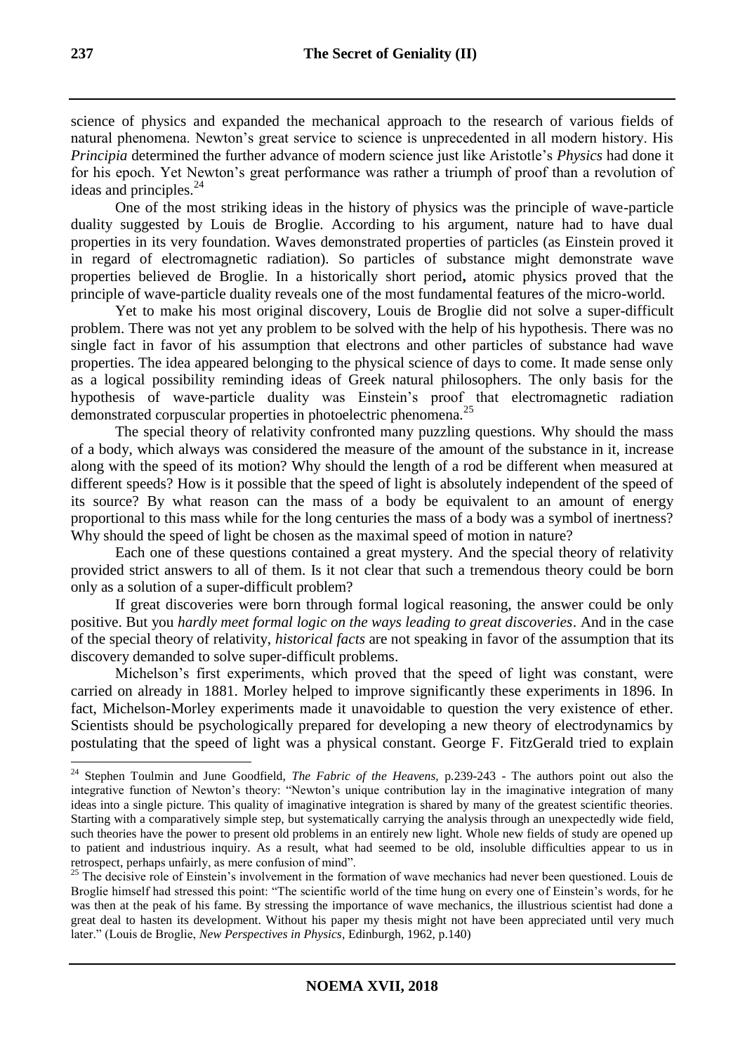science of physics and expanded the mechanical approach to the research of various fields of natural phenomena. Newton's great service to science is unprecedented in all modern history. His *Principia* determined the further advance of modern science just like Aristotle's *Physics* had done it for his epoch. Yet Newton's great performance was rather a triumph of proof than a revolution of ideas and principles.[24]

One of the most striking ideas in the history of physics was the principle of wave-particle duality suggested by Louis de Broglie. According to his argument, nature had to have dual properties in its very foundation. Waves demonstrated properties of particles (as Einstein proved it in regard of electromagnetic radiation). So particles of substance might demonstrate wave properties believed de Broglie. In a historically short period**,** atomic physics proved that the principle of wave-particle duality reveals one of the most fundamental features of the micro-world.

Yet to make his most original discovery, Louis de Broglie did not solve a super-difficult problem. There was not yet any problem to be solved with the help of his hypothesis. There was no single fact in favor of his assumption that electrons and other particles of substance had wave properties. The idea appeared belonging to the physical science of days to come. It made sense only as a logical possibility reminding ideas of Greek natural philosophers. The only basis for the hypothesis of wave-particle duality was Einstein's proof that electromagnetic radiation demonstrated corpuscular properties in photoelectric phenomena.[25]

The special theory of relativity confronted many puzzling questions. Why should the mass of a body, which always was considered the measure of the amount of the substance in it, increase along with the speed of its motion? Why should the length of a rod be different when measured at different speeds? How is it possible that the speed of light is absolutely independent of the speed of its source? By what reason can the mass of a body be equivalent to an amount of energy proportional to this mass while for the long centuries the mass of a body was a symbol of inertness? Why should the speed of light be chosen as the maximal speed of motion in nature?

Each one of these questions contained a great mystery. And the special theory of relativity provided strict answers to all of them. Is it not clear that such a tremendous theory could be born only as a solution of a super-difficult problem?

If great discoveries were born through formal logical reasoning, the answer could be only positive. But you *hardly meet formal logic on the ways leading to great discoveries*. And in the case of the special theory of relativity, *historical facts* are not speaking in favor of the assumption that its discovery demanded to solve super-difficult problems.

Michelson's first experiments, which proved that the speed of light was constant, were carried on already in 1881. Morley helped to improve significantly these experiments in 1896. In fact, Michelson-Morley experiments made it unavoidable to question the very existence of ether. Scientists should be psychologically prepared for developing a new theory of electrodynamics by postulating that the speed of light was a physical constant. George F. FitzGerald tried to explain

---

[24] Stephen Toulmin and June Goodfield, *The Fabric of the Heavens,* p.239-243 - The authors point out also the integrative function of Newton's theory: "Newton's unique contribution lay in the imaginative integration of many ideas into a single picture. This quality of imaginative integration is shared by many of the greatest scientific theories. Starting with a comparatively simple step, but systematically carrying the analysis through an unexpectedly wide field, such theories have the power to present old problems in an entirely new light. Whole new fields of study are opened up to patient and industrious inquiry. As a result, what had seemed to be old, insoluble difficulties appear to us in retrospect, perhaps unfairly, as mere confusion of mind".

[25] The decisive role of Einstein's involvement in the formation of wave mechanics had never been questioned. Louis de Broglie himself had stressed this point: "The scientific world of the time hung on every one of Einstein's words, for he was then at the peak of his fame. By stressing the importance of wave mechanics, the illustrious scientist had done a great deal to hasten its development. Without his paper my thesis might not have been appreciated until very much later." (Louis de Broglie, *New Perspectives in Physics*, Edinburgh, 1962, p.140)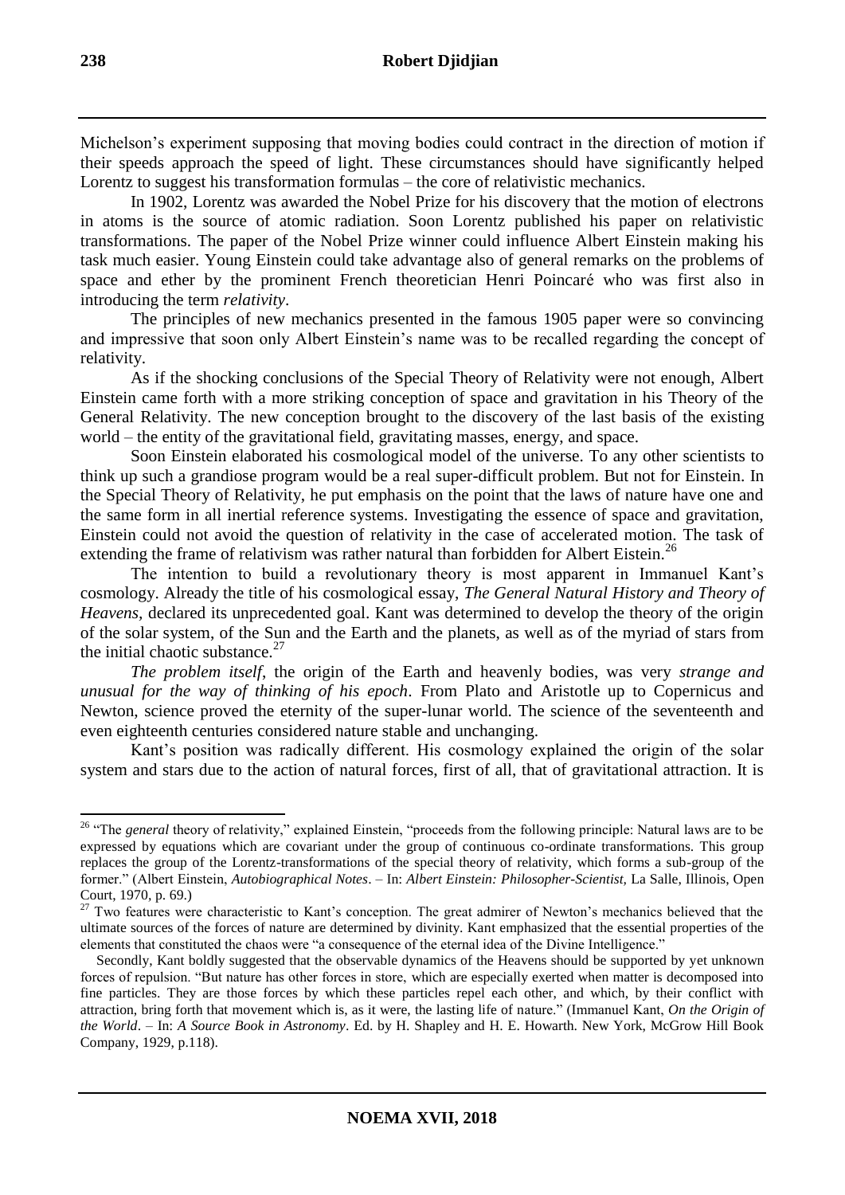Michelson's experiment supposing that moving bodies could contract in the direction of motion if their speeds approach the speed of light. These circumstances should have significantly helped Lorentz to suggest his transformation formulas – the core of relativistic mechanics.

In 1902, Lorentz was awarded the Nobel Prize for his discovery that the motion of electrons in atoms is the source of atomic radiation. Soon Lorentz published his paper on relativistic transformations. The paper of the Nobel Prize winner could influence Albert Einstein making his task much easier. Young Einstein could take advantage also of general remarks on the problems of space and ether by the prominent French theoretician Henri Poincaré who was first also in introducing the term *relativity*.

The principles of new mechanics presented in the famous 1905 paper were so convincing and impressive that soon only Albert Einstein's name was to be recalled regarding the concept of relativity.

As if the shocking conclusions of the Special Theory of Relativity were not enough, Albert Einstein came forth with a more striking conception of space and gravitation in his Theory of the General Relativity. The new conception brought to the discovery of the last basis of the existing world – the entity of the gravitational field, gravitating masses, energy, and space.

Soon Einstein elaborated his cosmological model of the universe. To any other scientists to think up such a grandiose program would be a real super-difficult problem. But not for Einstein. In the Special Theory of Relativity, he put emphasis on the point that the laws of nature have one and the same form in all inertial reference systems. Investigating the essence of space and gravitation, Einstein could not avoid the question of relativity in the case of accelerated motion. The task of extending the frame of relativism was rather natural than forbidden for Albert Eistein.[26]

The intention to build a revolutionary theory is most apparent in Immanuel Kant's cosmology. Already the title of his cosmological essay, *The General Natural History and Theory of Heavens,* declared its unprecedented goal. Kant was determined to develop the theory of the origin of the solar system, of the Sun and the Earth and the planets, as well as of the myriad of stars from the initial chaotic substance.[27]

*The problem itself*, the origin of the Earth and heavenly bodies, was very *strange and unusual for the way of thinking of his epoch*. From Plato and Aristotle up to Copernicus and Newton, science proved the eternity of the super-lunar world. The science of the seventeenth and even eighteenth centuries considered nature stable and unchanging.

Kant's position was radically different. His cosmology explained the origin of the solar system and stars due to the action of natural forces, first of all, that of gravitational attraction. It is

---

[26] "The *general* theory of relativity," explained Einstein, "proceeds from the following principle: Natural laws are to be expressed by equations which are covariant under the group of continuous co-ordinate transformations. This group replaces the group of the Lorentz-transformations of the special theory of relativity, which forms a sub-group of the former." (Albert Einstein, *Autobiographical Notes*. – In: *Albert Einstein: Philosopher-Scientist,* La Salle, Illinois, Open Court, 1970, p. 69.)

[27] Two features were characteristic to Kant's conception. The great admirer of Newton's mechanics believed that the ultimate sources of the forces of nature are determined by divinity. Kant emphasized that the essential properties of the elements that constituted the chaos were "a consequence of the eternal idea of the Divine Intelligence."

Secondly, Kant boldly suggested that the observable dynamics of the Heavens should be supported by yet unknown forces of repulsion. "But nature has other forces in store, which are especially exerted when matter is decomposed into fine particles. They are those forces by which these particles repel each other, and which, by their conflict with attraction, bring forth that movement which is, as it were, the lasting life of nature." (Immanuel Kant, *On the Origin of the World*. – In: *A Source Book in Astronomy*. Ed. by H. Shapley and H. E. Howarth. New York, McGrow Hill Book Company, 1929, p.118).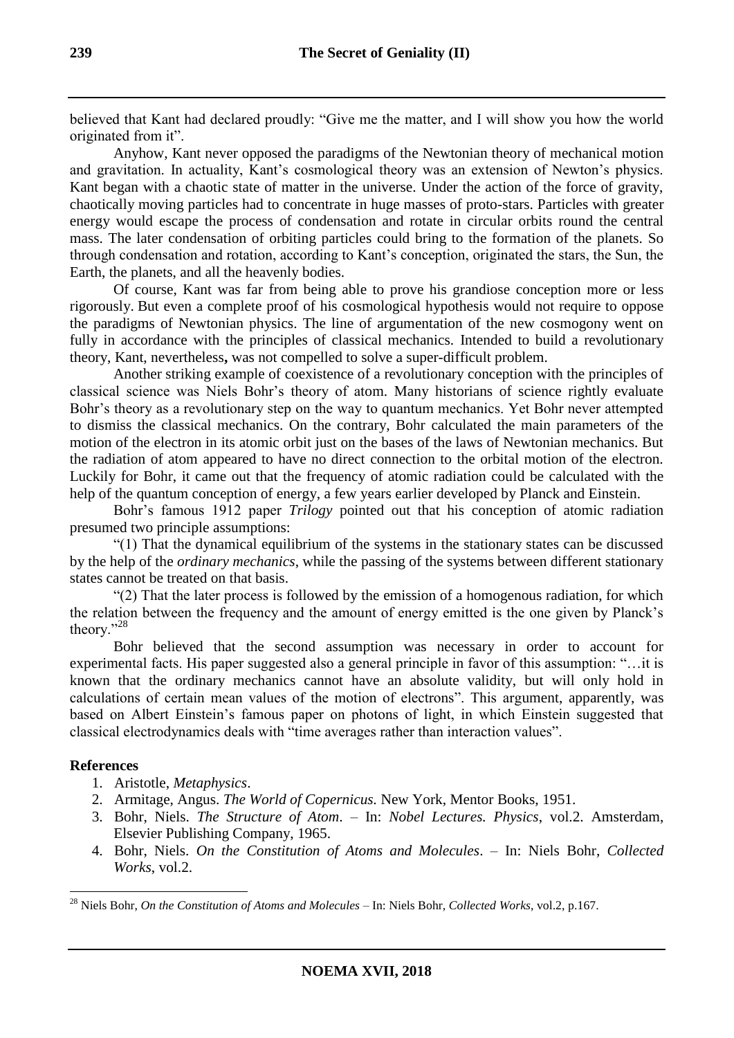believed that Kant had declared proudly: "Give me the matter, and I will show you how the world originated from it".

Anyhow, Kant never opposed the paradigms of the Newtonian theory of mechanical motion and gravitation. In actuality, Kant's cosmological theory was an extension of Newton's physics. Kant began with a chaotic state of matter in the universe. Under the action of the force of gravity, chaotically moving particles had to concentrate in huge masses of proto-stars. Particles with greater energy would escape the process of condensation and rotate in circular orbits round the central mass. The later condensation of orbiting particles could bring to the formation of the planets. So through condensation and rotation, according to Kant's conception, originated the stars, the Sun, the Earth, the planets, and all the heavenly bodies.

Of course, Kant was far from being able to prove his grandiose conception more or less rigorously. But even a complete proof of his cosmological hypothesis would not require to oppose the paradigms of Newtonian physics. The line of argumentation of the new cosmogony went on fully in accordance with the principles of classical mechanics. Intended to build a revolutionary theory, Kant, nevertheless**,** was not compelled to solve a super-difficult problem.

Another striking example of coexistence of a revolutionary conception with the principles of classical science was Niels Bohr's theory of atom. Many historians of science rightly evaluate Bohr's theory as a revolutionary step on the way to quantum mechanics. Yet Bohr never attempted to dismiss the classical mechanics. On the contrary, Bohr calculated the main parameters of the motion of the electron in its atomic orbit just on the bases of the laws of Newtonian mechanics. But the radiation of atom appeared to have no direct connection to the orbital motion of the electron. Luckily for Bohr, it came out that the frequency of atomic radiation could be calculated with the help of the quantum conception of energy, a few years earlier developed by Planck and Einstein.

Bohr's famous 1912 paper *Trilogy* pointed out that his conception of atomic radiation presumed two principle assumptions:

"(1) That the dynamical equilibrium of the systems in the stationary states can be discussed by the help of the *ordinary mechanics*, while the passing of the systems between different stationary states cannot be treated on that basis.

"(2) That the later process is followed by the emission of a homogenous radiation, for which the relation between the frequency and the amount of energy emitted is the one given by Planck's theory."[28]

Bohr believed that the second assumption was necessary in order to account for experimental facts. His paper suggested also a general principle in favor of this assumption: "…it is known that the ordinary mechanics cannot have an absolute validity, but will only hold in calculations of certain mean values of the motion of electrons". This argument, apparently, was based on Albert Einstein's famous paper on photons of light, in which Einstein suggested that classical electrodynamics deals with "time averages rather than interaction values".

## References

1. Aristotle, *Metaphysics*.
2. Armitage, Angus. *The World of Copernicus.* New York, Mentor Books, 1951.
3. Bohr, Niels. *The Structure of Atom*. – In: *Nobel Lectures. Physics*, vol.2. Amsterdam, Elsevier Publishing Company, 1965.
4. Bohr, Niels. *On the Constitution of Atoms and Molecules*. – In: Niels Bohr, *Collected Works*, vol.2.

---

[28] Niels Bohr, *On the Constitution of Atoms and Molecules* – In: Niels Bohr, *Collected Works*, vol.2, p.167.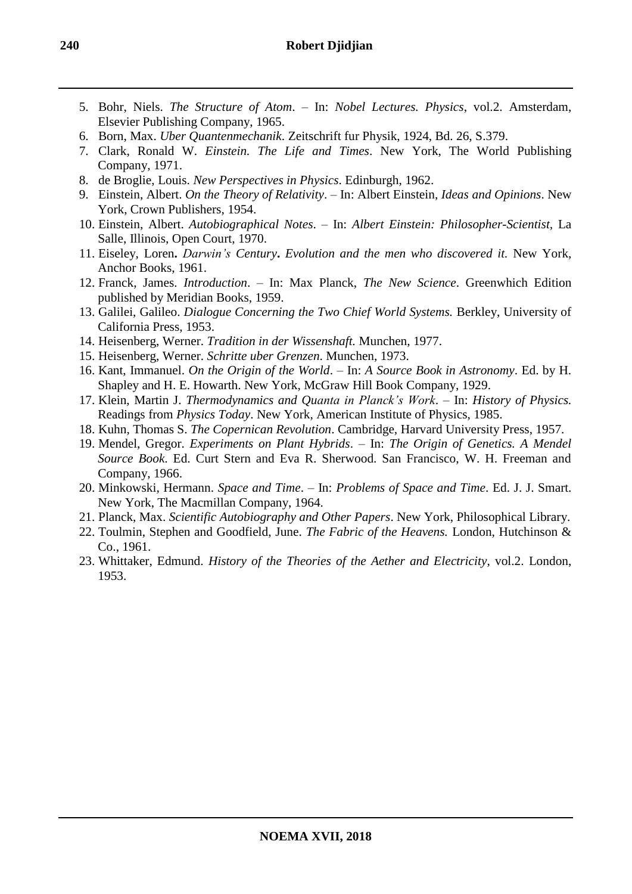5. Bohr, Niels. *The Structure of Atom*. – In: *Nobel Lectures. Physics*, vol.2. Amsterdam, Elsevier Publishing Company, 1965.
6. Born, Max. *Uber Quantenmechanik*. Zeitschrift fur Physik, 1924, Bd. 26, S.379.
7. Clark, Ronald W. *Einstein. The Life and Times*. New York, The World Publishing Company, 1971.
8. de Broglie, Louis. *New Perspectives in Physics*. Edinburgh, 1962.
9. Einstein, Albert. *On the Theory of Relativity*. – In: Albert Einstein, *Ideas and Opinions*. New York, Crown Publishers, 1954.
10. Einstein, Albert. *Autobiographical Notes*. – In: *Albert Einstein: Philosopher-Scientist*, La Salle, Illinois, Open Court, 1970.
11. Eiseley, Loren**.** *Darwin's Century***.** *Evolution and the men who discovered it.* New York, Anchor Books, 1961.
12. Franck, James. *Introduction*. – In: Max Planck, *The New Science*. Greenwhich Edition published by Meridian Books, 1959.
13. Galilei, Galileo. *Dialogue Concerning the Two Chief World Systems.* Berkley, University of California Press, 1953.
14. Heisenberg, Werner. *Tradition in der Wissenshaft.* Munchen, 1977.
15. Heisenberg, Werner. *Schritte uber Grenzen*. Munchen, 1973.
16. Kant, Immanuel. *On the Origin of the World*. – In: *A Source Book in Astronomy*. Ed. by H. Shapley and H. E. Howarth. New York, McGraw Hill Book Company, 1929.
17. Klein, Martin J. *Thermodynamics and Quanta in Planck's Work*. – In: *History of Physics.* Readings from *Physics Today*. New York, American Institute of Physics, 1985.
18. Kuhn, Thomas S. *The Copernican Revolution*. Cambridge, Harvard University Press, 1957.
19. Mendel, Gregor. *Experiments on Plant Hybrids*. – In: *The Origin of Genetics. A Mendel Source Book*. Ed. Curt Stern and Eva R. Sherwood. San Francisco, W. H. Freeman and Company, 1966.
20. Minkowski, Hermann. *Space and Time*. – In: *Problems of Space and Time*. Ed. J. J. Smart. New York, The Macmillan Company, 1964.
21. Planck, Max. *Scientific Autobiography and Other Papers*. New York, Philosophical Library.
22. Toulmin, Stephen and Goodfield, June. *The Fabric of the Heavens.* London, Hutchinson & Co., 1961.
23. Whittaker, Edmund. *History of the Theories of the Aether and Electricity*, vol.2. London, 1953.